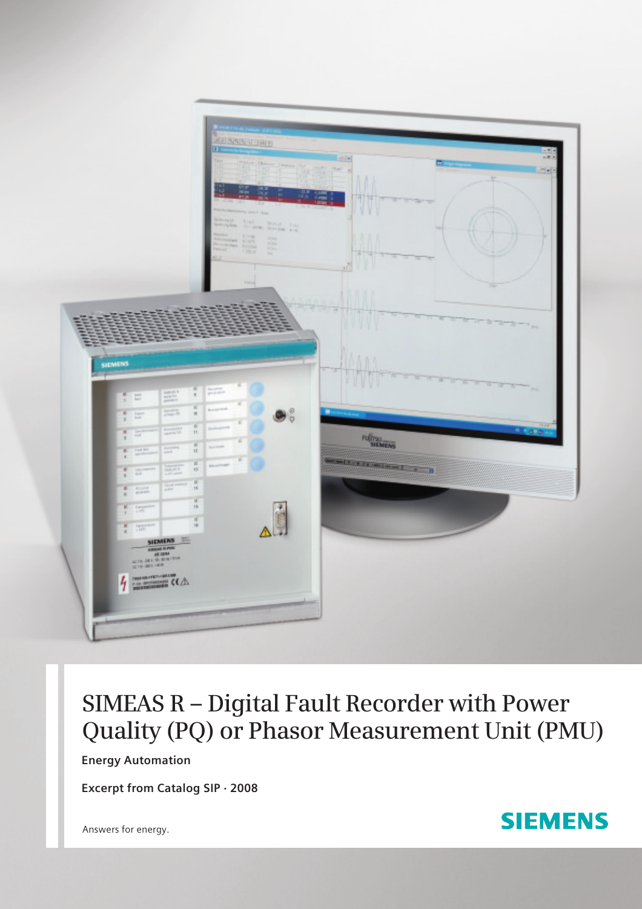# SIMEAS R – Digital Fault Recorder with Power Quality (PQ) or Phasor Measurement Unit (PMU)

**Energy Automation**

**Excerpt from Catalog SIP · 2008**

Answers for energy.

SIEMENS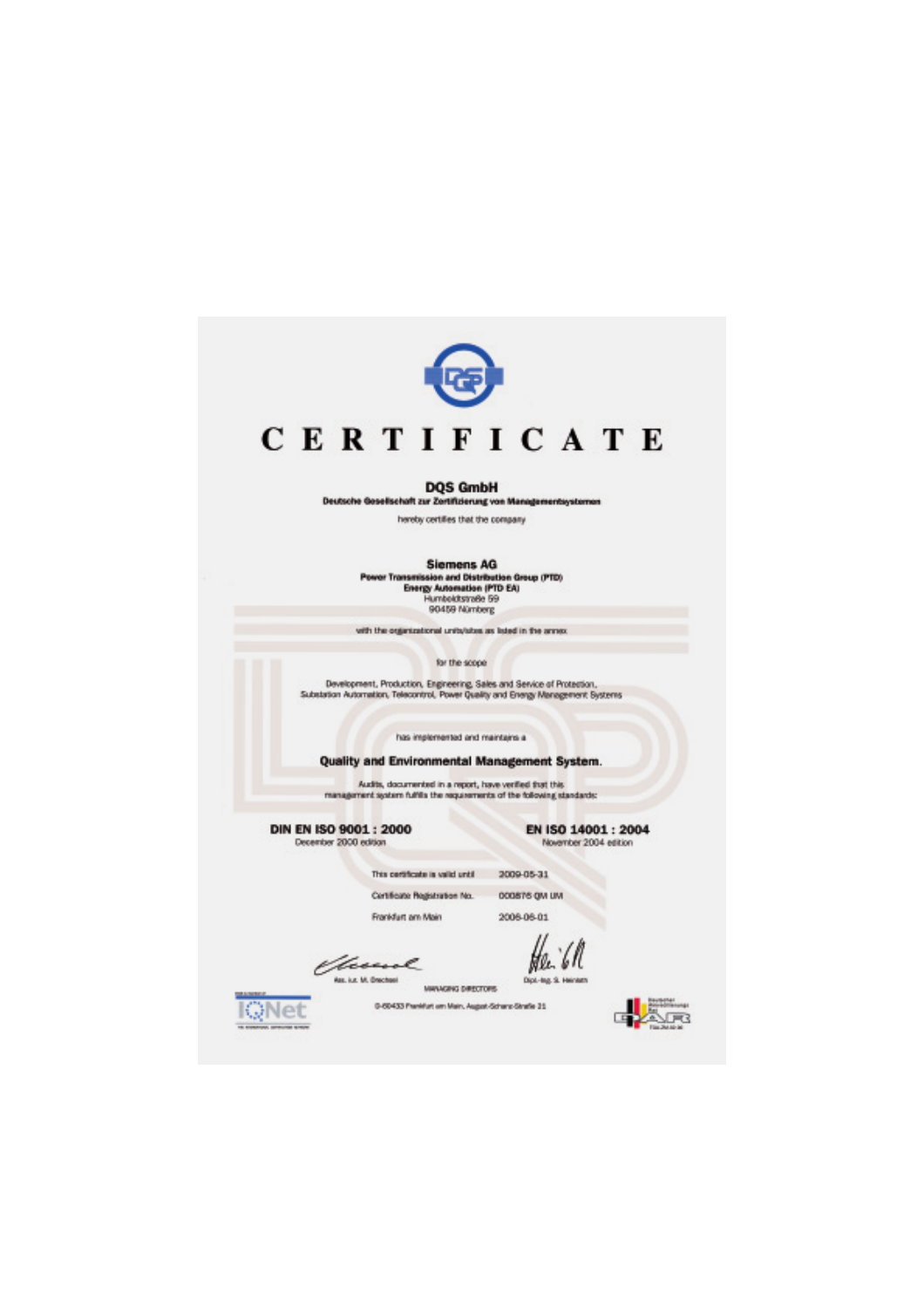# CERTIFICATE

**DQS GmbH**
**Deutsche Gesellschaft zur Zertifizierung von Managementsystemen**

hereby certifies that the company

**Siemens AG**
**Power Transmission and Distribution Group (PTD)**
**Energy Automation (PTD EA)**
Humboldtstraße 59
90459 Nürnberg

with the organizational units/sites as listed in the annex

for the scope

Development, Production, Engineering, Sales and Service of Protection, Substation Automation, Telecontrol, Power Quality and Energy Management Systems

has implemented and maintains a

**Quality and Environmental Management System.**

Audits, documented in a report, have verified that this management system fulfills the requirements of the following standards:

**DIN EN ISO 9001 : 2000**
December 2000 edition

**EN ISO 14001 : 2004**
November 2004 edition

| | |
|---|---|
| This certificate is valid until | 2009-05-31 |
| Certificate Registration No. | 000875 QM UM |
| Frankfurt am Main | 2006-06-01 |

Ass. iur. M. Drechsel

Dipl.-Ing. S. Heinloth

MANAGING DIRECTORS

D-60433 Frankfurt am Main, August-Schanz-Straße 21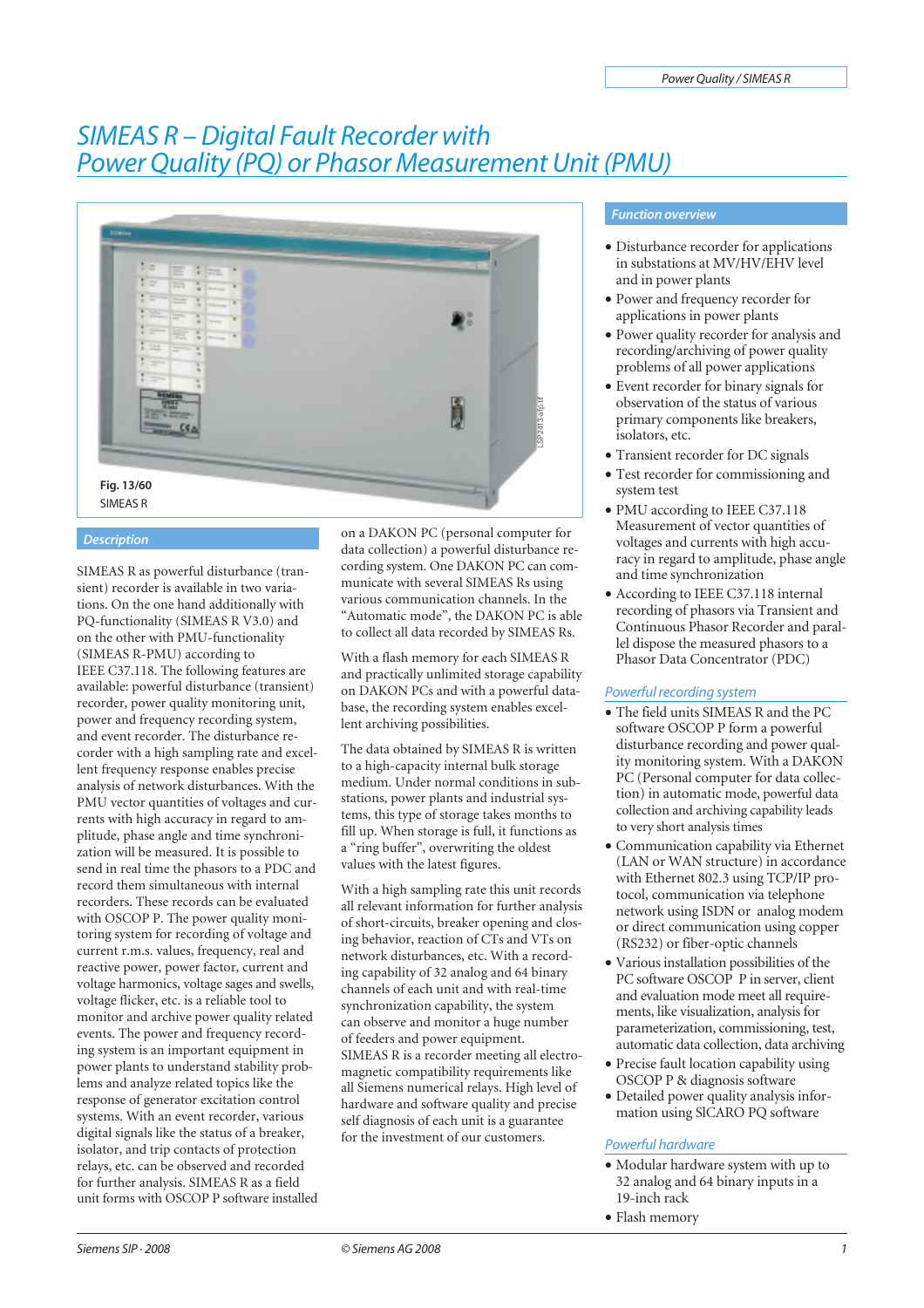# SIMEAS R – Digital Fault Recorder with Power Quality (PQ) or Phasor Measurement Unit (PMU)

Fig. 13/60
SIMEAS R

## Description

SIMEAS R as powerful disturbance (transient) recorder is available in two variations. On the one hand additionally with PQ-functionality (SIMEAS R V3.0) and on the other with PMU-functionality (SIMEAS R-PMU) according to IEEE C37.118. The following features are available: powerful disturbance (transient) recorder, power quality monitoring unit, power and frequency recording system, and event recorder. The disturbance recorder with a high sampling rate and excellent frequency response enables precise analysis of network disturbances. With the PMU vector quantities of voltages and currents with high accuracy in regard to amplitude, phase angle and time synchronization will be measured. It is possible to send in real time the phasors to a PDC and record them simultaneous with internal recorders. These records can be evaluated with OSCOP P. The power quality monitoring system for recording of voltage and current r.m.s. values, frequency, real and reactive power, power factor, current and voltage harmonics, voltage sages and swells, voltage flicker, etc. is a reliable tool to monitor and archive power quality related events. The power and frequency recording system is an important equipment in power plants to understand stability problems and analyze related topics like the response of generator excitation control systems. With an event recorder, various digital signals like the status of a breaker, isolator, and trip contacts of protection relays, etc. can be observed and recorded for further analysis. SIMEAS R as a field unit forms with OSCOP P software installed on a DAKON PC (personal computer for data collection) a powerful disturbance recording system. One DAKON PC can communicate with several SIMEAS Rs using various communication channels. In the "Automatic mode", the DAKON PC is able to collect all data recorded by SIMEAS Rs.

With a flash memory for each SIMEAS R and practically unlimited storage capability on DAKON PCs and with a powerful database, the recording system enables excellent archiving possibilities.

The data obtained by SIMEAS R is written to a high-capacity internal bulk storage medium. Under normal conditions in substations, power plants and industrial systems, this type of storage takes months to fill up. When storage is full, it functions as a "ring buffer", overwriting the oldest values with the latest figures.

With a high sampling rate this unit records all relevant information for further analysis of short-circuits, breaker opening and closing behavior, reaction of CTs and VTs on network disturbances, etc. With a recording capability of 32 analog and 64 binary channels of each unit and with real-time synchronization capability, the system can observe and monitor a huge number of feeders and power equipment. SIMEAS R is a recorder meeting all electromagnetic compatibility requirements like all Siemens numerical relays. High level of hardware and software quality and precise self diagnosis of each unit is a guarantee for the investment of our customers.

## Function overview

- Disturbance recorder for applications in substations at MV/HV/EHV level and in power plants
- Power and frequency recorder for applications in power plants
- Power quality recorder for analysis and recording/archiving of power quality problems of all power applications
- Event recorder for binary signals for observation of the status of various primary components like breakers, isolators, etc.
- Transient recorder for DC signals
- Test recorder for commissioning and system test
- PMU according to IEEE C37.118 Measurement of vector quantities of voltages and currents with high accuracy in regard to amplitude, phase angle and time synchronization
- According to IEEE C37.118 internal recording of phasors via Transient and Continuous Phasor Recorder and parallel dispose the measured phasors to a Phasor Data Concentrator (PDC)

### Powerful recording system

- The field units SIMEAS R and the PC software OSCOP P form a powerful disturbance recording and power quality monitoring system. With a DAKON PC (Personal computer for data collection) in automatic mode, powerful data collection and archiving capability leads to very short analysis times
- Communication capability via Ethernet (LAN or WAN structure) in accordance with Ethernet 802.3 using TCP/IP protocol, communication via telephone network using ISDN or analog modem or direct communication using copper (RS232) or fiber-optic channels
- Various installation possibilities of the PC software OSCOP P in server, client and evaluation mode meet all requirements, like visualization, analysis for parameterization, commissioning, test, automatic data collection, data archiving
- Precise fault location capability using OSCOP P & diagnosis software
- Detailed power quality analysis information using SICARO PQ software

### Powerful hardware

- Modular hardware system with up to 32 analog and 64 binary inputs in a 19-inch rack
- Flash memory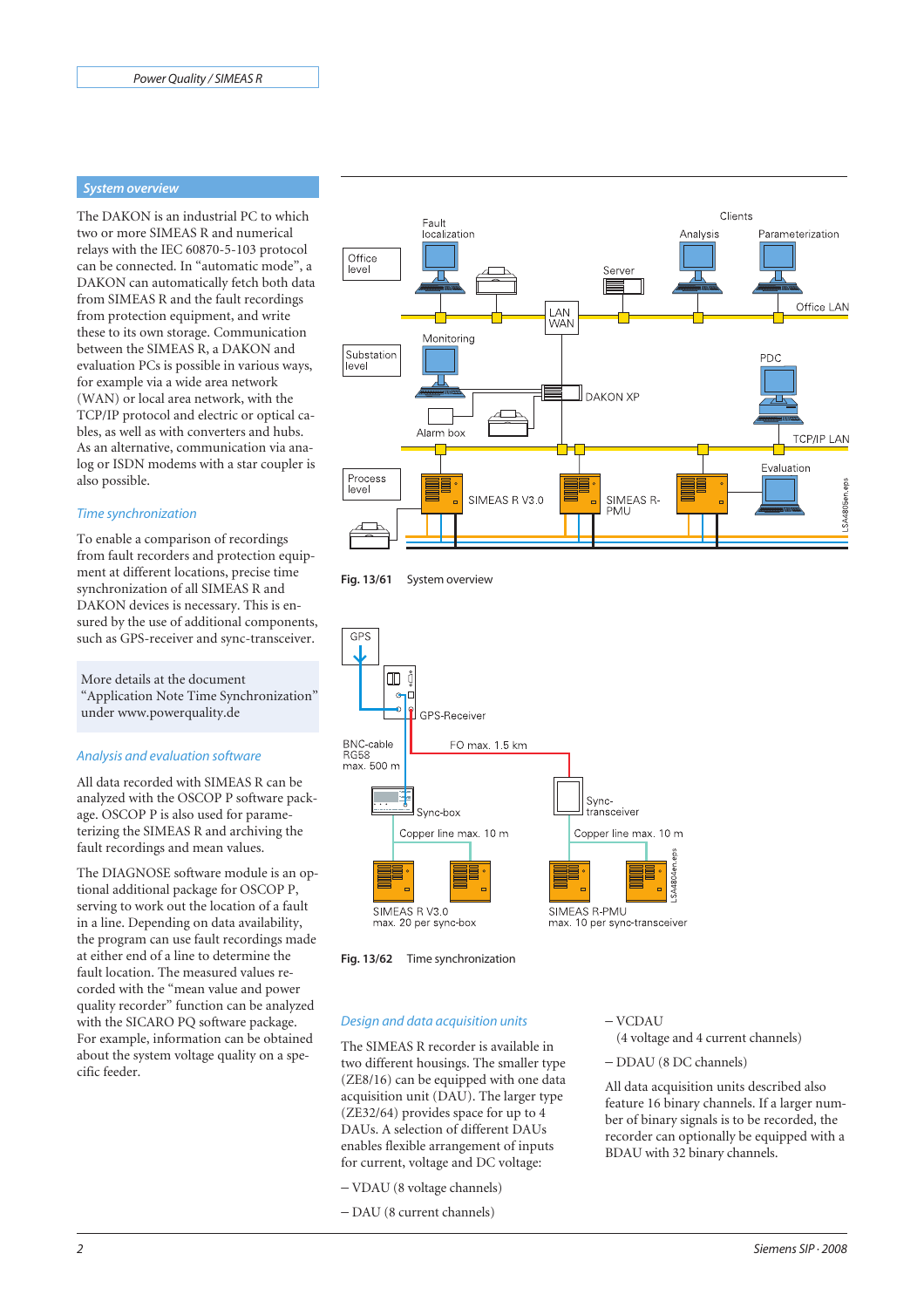## System overview

The DAKON is an industrial PC to which two or more SIMEAS R and numerical relays with the IEC 60870-5-103 protocol can be connected. In "automatic mode", a DAKON can automatically fetch both data from SIMEAS R and the fault recordings from protection equipment, and write these to its own storage. Communication between the SIMEAS R, a DAKON and evaluation PCs is possible in various ways, for example via a wide area network (WAN) or local area network, with the TCP/IP protocol and electric or optical cables, as well as with converters and hubs. As an alternative, communication via analog or ISDN modems with a star coupler is also possible.

### Time synchronization

To enable a comparison of recordings from fault recorders and protection equipment at different locations, precise time synchronization of all SIMEAS R and DAKON devices is necessary. This is ensured by the use of additional components, such as GPS-receiver and sync-transceiver.

More details at the document "Application Note Time Synchronization" under www.powerquality.de

### Analysis and evaluation software

All data recorded with SIMEAS R can be analyzed with the OSCOP P software package. OSCOP P is also used for parameterizing the SIMEAS R and archiving the fault recordings and mean values.

The DIAGNOSE software module is an optional additional package for OSCOP P, serving to work out the location of a fault in a line. Depending on data availability, the program can use fault recordings made at either end of a line to determine the fault location. The measured values recorded with the "mean value and power quality recorder" function can be analyzed with the SICARO PQ software package. For example, information can be obtained about the system voltage quality on a specific feeder.

**Fig. 13/61** System overview

**Fig. 13/62** Time synchronization

### Design and data acquisition units

The SIMEAS R recorder is available in two different housings. The smaller type (ZE8/16) can be equipped with one data acquisition unit (DAU). The larger type (ZE32/64) provides space for up to 4 DAUs. A selection of different DAUs enables flexible arrangement of inputs for current, voltage and DC voltage:

– VDAU (8 voltage channels)

– DAU (8 current channels)

– VCDAU (4 voltage and 4 current channels)

– DDAU (8 DC channels)

All data acquisition units described also feature 16 binary channels. If a larger number of binary signals is to be recorded, the recorder can optionally be equipped with a BDAU with 32 binary channels.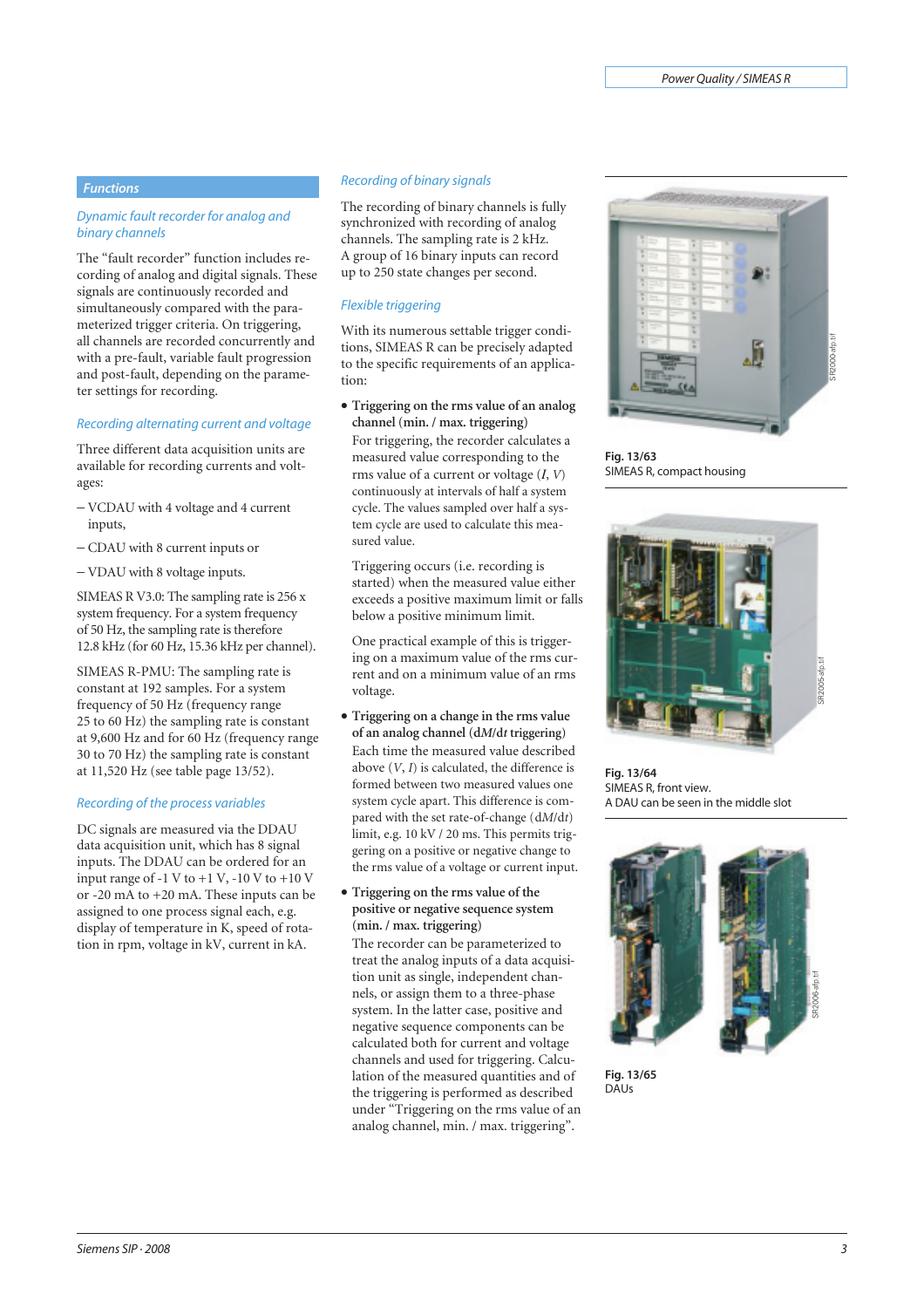## Functions

### Dynamic fault recorder for analog and binary channels

The "fault recorder" function includes recording of analog and digital signals. These signals are continuously recorded and simultaneously compared with the parameterized trigger criteria. On triggering, all channels are recorded concurrently and with a pre-fault, variable fault progression and post-fault, depending on the parameter settings for recording.

### Recording alternating current and voltage

Three different data acquisition units are available for recording currents and voltages:

– VCDAU with 4 voltage and 4 current inputs,

– CDAU with 8 current inputs or

– VDAU with 8 voltage inputs.

SIMEAS R V3.0: The sampling rate is 256 x system frequency. For a system frequency of 50 Hz, the sampling rate is therefore 12.8 kHz (for 60 Hz, 15.36 kHz per channel).

SIMEAS R-PMU: The sampling rate is constant at 192 samples. For a system frequency of 50 Hz (frequency range 25 to 60 Hz) the sampling rate is constant at 9,600 Hz and for 60 Hz (frequency range 30 to 70 Hz) the sampling rate is constant at 11,520 Hz (see table page 13/52).

### Recording of the process variables

DC signals are measured via the DDAU data acquisition unit, which has 8 signal inputs. The DDAU can be ordered for an input range of -1 V to +1 V, -10 V to +10 V or -20 mA to +20 mA. These inputs can be assigned to one process signal each, e.g. display of temperature in K, speed of rotation in rpm, voltage in kV, current in kA.

### Recording of binary signals

The recording of binary channels is fully synchronized with recording of analog channels. The sampling rate is 2 kHz. A group of 16 binary inputs can record up to 250 state changes per second.

### Flexible triggering

With its numerous settable trigger conditions, SIMEAS R can be precisely adapted to the specific requirements of an application:

- **Triggering on the rms value of an analog channel (min. / max. triggering)**

  For triggering, the recorder calculates a measured value corresponding to the rms value of a current or voltage ($I$, $V$) continuously at intervals of half a system cycle. The values sampled over half a system cycle are used to calculate this measured value.

  Triggering occurs (i.e. recording is started) when the measured value either exceeds a positive maximum limit or falls below a positive minimum limit.

  One practical example of this is triggering on a maximum value of the rms current and on a minimum value of an rms voltage.

- **Triggering on a change in the rms value of an analog channel ($dM/dt$ triggering)**

  Each time the measured value described above ($V$, $I$) is calculated, the difference is formed between two measured values one system cycle apart. This difference is compared with the set rate-of-change ($dM/dt$) limit, e.g. 10 kV / 20 ms. This permits triggering on a positive or negative change to the rms value of a voltage or current input.

- **Triggering on the rms value of the positive or negative sequence system (min. / max. triggering)**

  The recorder can be parameterized to treat the analog inputs of a data acquisition unit as single, independent channels, or assign them to a three-phase system. In the latter case, positive and negative sequence components can be calculated both for current and voltage channels and used for triggering. Calculation of the measured quantities and of the triggering is performed as described under "Triggering on the rms value of an analog channel, min. / max. triggering".

Fig. 13/63
SIMEAS R, compact housing

Fig. 13/64
SIMEAS R, front view.
A DAU can be seen in the middle slot

Fig. 13/65
DAUs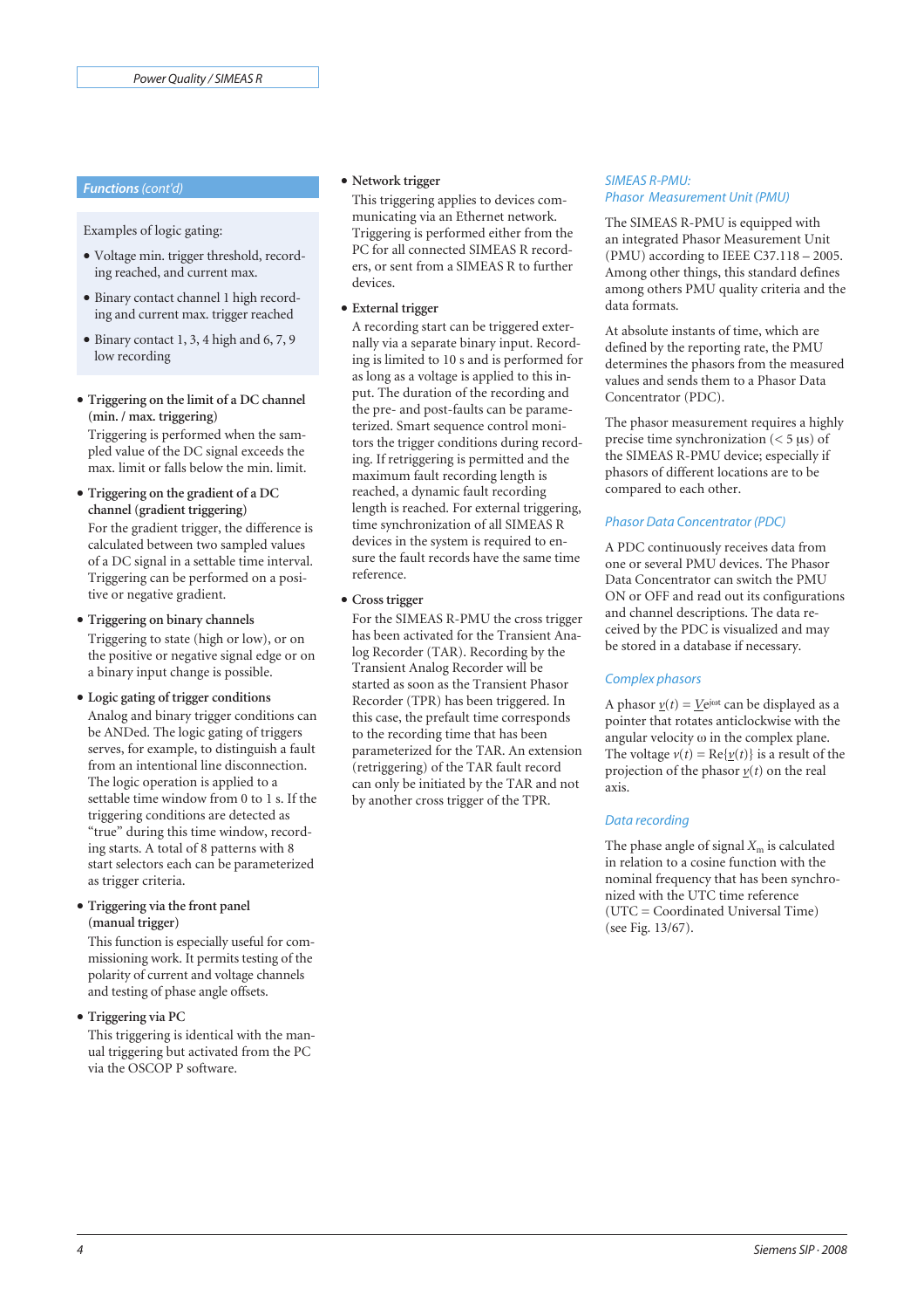## Functions (cont'd)

Examples of logic gating:

- Voltage min. trigger threshold, recording reached, and current max.
- Binary contact channel 1 high recording and current max. trigger reached
- Binary contact 1, 3, 4 high and 6, 7, 9 low recording

- **Triggering on the limit of a DC channel (min. / max. triggering)**
  Triggering is performed when the sampled value of the DC signal exceeds the max. limit or falls below the min. limit.
- **Triggering on the gradient of a DC channel (gradient triggering)**
  For the gradient trigger, the difference is calculated between two sampled values of a DC signal in a settable time interval. Triggering can be performed on a positive or negative gradient.
- **Triggering on binary channels**
  Triggering to state (high or low), or on the positive or negative signal edge or on a binary input change is possible.
- **Logic gating of trigger conditions**
  Analog and binary trigger conditions can be ANDed. The logic gating of triggers serves, for example, to distinguish a fault from an intentional line disconnection. The logic operation is applied to a settable time window from 0 to 1 s. If the triggering conditions are detected as "true" during this time window, recording starts. A total of 8 patterns with 8 start selectors each can be parameterized as trigger criteria.
- **Triggering via the front panel (manual trigger)**
  This function is especially useful for commissioning work. It permits testing of the polarity of current and voltage channels and testing of phase angle offsets.
- **Triggering via PC**
  This triggering is identical with the manual triggering but activated from the PC via the OSCOP P software.
- **Network trigger**
  This triggering applies to devices communicating via an Ethernet network. Triggering is performed either from the PC for all connected SIMEAS R recorders, or sent from a SIMEAS R to further devices.
- **External trigger**
  A recording start can be triggered externally via a separate binary input. Recording is limited to 10 s and is performed for as long as a voltage is applied to this input. The duration of the recording and the pre- and post-faults can be parameterized. Smart sequence control monitors the trigger conditions during recording. If retriggering is permitted and the maximum fault recording length is reached, a dynamic fault recording length is reached. For external triggering, time synchronization of all SIMEAS R devices in the system is required to ensure the fault records have the same time reference.
- **Cross trigger**
  For the SIMEAS R-PMU the cross trigger has been activated for the Transient Analog Recorder (TAR). Recording by the Transient Analog Recorder will be started as soon as the Transient Phasor Recorder (TPR) has been triggered. In this case, the prefault time corresponds to the recording time that has been parameterized for the TAR. An extension (retriggering) of the TAR fault record can only be initiated by the TAR and not by another cross trigger of the TPR.

### SIMEAS R-PMU: Phasor Measurement Unit (PMU)

The SIMEAS R-PMU is equipped with an integrated Phasor Measurement Unit (PMU) according to IEEE C37.118 – 2005. Among other things, this standard defines among others PMU quality criteria and the data formats.

At absolute instants of time, which are defined by the reporting rate, the PMU determines the phasors from the measured values and sends them to a Phasor Data Concentrator (PDC).

The phasor measurement requires a highly precise time synchronization (< 5 µs) of the SIMEAS R-PMU device; especially if phasors of different locations are to be compared to each other.

### Phasor Data Concentrator (PDC)

A PDC continuously receives data from one or several PMU devices. The Phasor Data Concentrator can switch the PMU ON or OFF and read out its configurations and channel descriptions. The data received by the PDC is visualized and may be stored in a database if necessary.

### Complex phasors

A phasor $\underline{v}(t) = \underline{V}e^{j\omega t}$ can be displayed as a pointer that rotates anticlockwise with the angular velocity $\omega$ in the complex plane. The voltage $v(t) = \mathrm{Re}\{\underline{v}(t)\}$ is a result of the projection of the phasor $\underline{v}(t)$ on the real axis.

### Data recording

The phase angle of signal $X_m$ is calculated in relation to a cosine function with the nominal frequency that has been synchronized with the UTC time reference (UTC = Coordinated Universal Time) (see Fig. 13/67).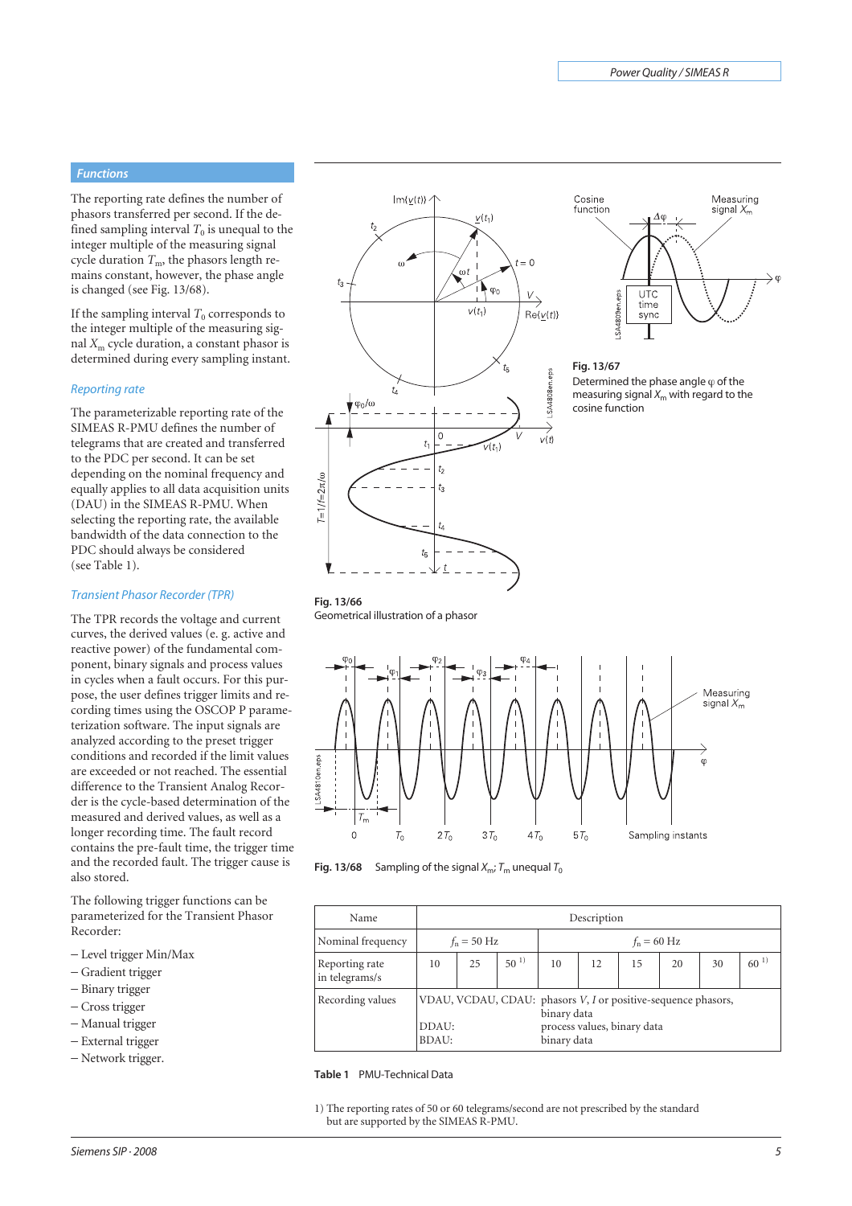## Functions

The reporting rate defines the number of phasors transferred per second. If the defined sampling interval $T_0$ is unequal to the integer multiple of the measuring signal cycle duration $T_m$, the phasors length remains constant, however, the phase angle is changed (see Fig. 13/68).

If the sampling interval $T_0$ corresponds to the integer multiple of the measuring signal $X_m$ cycle duration, a constant phasor is determined during every sampling instant.

### Reporting rate

The parameterizable reporting rate of the SIMEAS R-PMU defines the number of telegrams that are created and transferred to the PDC per second. It can be set depending on the nominal frequency and equally applies to all data acquisition units (DAU) in the SIMEAS R-PMU. When selecting the reporting rate, the available bandwidth of the data connection to the PDC should always be considered (see Table 1).

### Transient Phasor Recorder (TPR)

The TPR records the voltage and current curves, the derived values (e. g. active and reactive power) of the fundamental component, binary signals and process values in cycles when a fault occurs. For this purpose, the user defines trigger limits and recording times using the OSCOP P parameterization software. The input signals are analyzed according to the preset trigger conditions and recorded if the limit values are exceeded or not reached. The essential difference to the Transient Analog Recorder is the cycle-based determination of the measured and derived values, as well as a longer recording time. The fault record contains the pre-fault time, the trigger time and the recorded fault. The trigger cause is also stored.

The following trigger functions can be parameterized for the Transient Phasor Recorder:

– Level trigger Min/Max
– Gradient trigger
– Binary trigger
– Cross trigger
– Manual trigger
– External trigger
– Network trigger.

**Fig. 13/66**
Geometrical illustration of a phasor

**Fig. 13/67**
Determined the phase angle φ of the measuring signal $X_m$ with regard to the cosine function

**Fig. 13/68** Sampling of the signal $X_m$; $T_m$ unequal $T_0$

| Name | Description | | | | | | | |
|---|---|---|---|---|---|---|---|---|
| Nominal frequency | $f_n$ = 50 Hz | | | $f_n$ = 60 Hz | | | | |
| Reporting rate in telegrams/s | 10 | 25 | 50 [1] | 10 | 12 | 15 | 20 | 30 | 60 [1] |
| Recording values | VDAU, VCDAU, CDAU: phasors $V$, $I$ or positive-sequence phasors, binary data<br>DDAU: process values, binary data<br>BDAU: binary data | | | | | | | | |

**Table 1** PMU-Technical Data

1) The reporting rates of 50 or 60 telegrams/second are not prescribed by the standard but are supported by the SIMEAS R-PMU.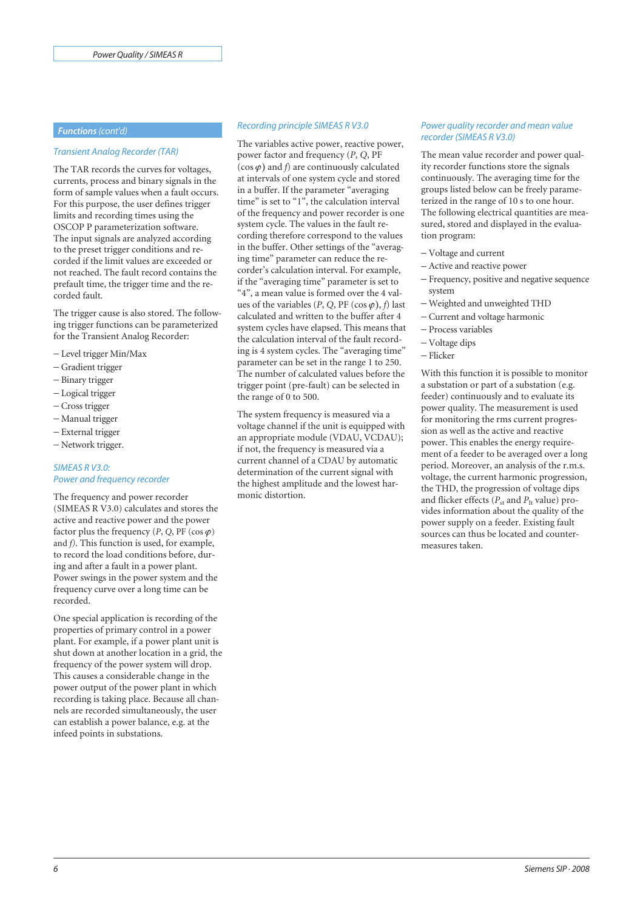## Functions (cont'd)

### Transient Analog Recorder (TAR)

The TAR records the curves for voltages, currents, process and binary signals in the form of sample values when a fault occurs. For this purpose, the user defines trigger limits and recording times using the OSCOP P parameterization software. The input signals are analyzed according to the preset trigger conditions and recorded if the limit values are exceeded or not reached. The fault record contains the prefault time, the trigger time and the recorded fault.

The trigger cause is also stored. The following trigger functions can be parameterized for the Transient Analog Recorder:

- Level trigger Min/Max
- Gradient trigger
- Binary trigger
- Logical trigger
- Cross trigger
- Manual trigger
- External trigger
- Network trigger.

### SIMEAS R V3.0: Power and frequency recorder

The frequency and power recorder (SIMEAS R V3.0) calculates and stores the active and reactive power and the power factor plus the frequency ($P$, $Q$, PF ($\cos \varphi$) and $f$). This function is used, for example, to record the load conditions before, during and after a fault in a power plant. Power swings in the power system and the frequency curve over a long time can be recorded.

One special application is recording of the properties of primary control in a power plant. For example, if a power plant unit is shut down at another location in a grid, the frequency of the power system will drop. This causes a considerable change in the power output of the power plant in which recording is taking place. Because all channels are recorded simultaneously, the user can establish a power balance, e.g. at the infeed points in substations.

### Recording principle SIMEAS R V3.0

The variables active power, reactive power, power factor and frequency ($P$, $Q$, PF ($\cos \varphi$) and $f$) are continuously calculated at intervals of one system cycle and stored in a buffer. If the parameter "averaging time" is set to "1", the calculation interval of the frequency and power recorder is one system cycle. The values in the fault recording therefore correspond to the values in the buffer. Other settings of the "averaging time" parameter can reduce the recorder's calculation interval. For example, if the "averaging time" parameter is set to "4", a mean value is formed over the 4 values of the variables ($P$, $Q$, PF ($\cos \varphi$), $f$) last calculated and written to the buffer after 4 system cycles have elapsed. This means that the calculation interval of the fault recording is 4 system cycles. The "averaging time" parameter can be set in the range 1 to 250. The number of calculated values before the trigger point (pre-fault) can be selected in the range of 0 to 500.

The system frequency is measured via a voltage channel if the unit is equipped with an appropriate module (VDAU, VCDAU); if not, the frequency is measured via a current channel of a CDAU by automatic determination of the current signal with the highest amplitude and the lowest harmonic distortion.

### Power quality recorder and mean value recorder (SIMEAS R V3.0)

The mean value recorder and power quality recorder functions store the signals continuously. The averaging time for the groups listed below can be freely parameterized in the range of 10 s to one hour. The following electrical quantities are measured, stored and displayed in the evaluation program:

- Voltage and current
- Active and reactive power
- Frequency, positive and negative sequence system
- Weighted and unweighted THD
- Current and voltage harmonic
- Process variables
- Voltage dips
- Flicker

With this function it is possible to monitor a substation or part of a substation (e.g. feeder) continuously and to evaluate its power quality. The measurement is used for monitoring the rms current progression as well as the active and reactive power. This enables the energy requirement of a feeder to be averaged over a long period. Moreover, an analysis of the r.m.s. voltage, the current harmonic progression, the THD, the progression of voltage dips and flicker effects ($P_{st}$ and $P_{lt}$ value) provides information about the quality of the power supply on a feeder. Existing fault sources can thus be located and countermeasures taken.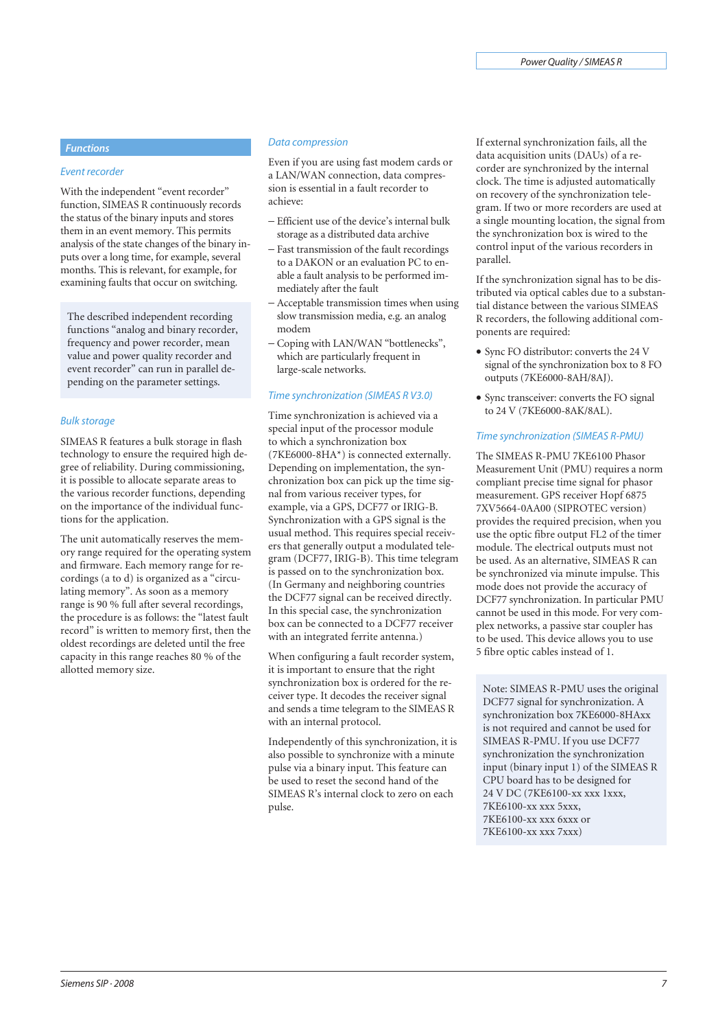## Functions

### Event recorder

With the independent "event recorder" function, SIMEAS R continuously records the status of the binary inputs and stores them in an event memory. This permits analysis of the state changes of the binary inputs over a long time, for example, several months. This is relevant, for example, for examining faults that occur on switching.

The described independent recording functions "analog and binary recorder, frequency and power recorder, mean value and power quality recorder and event recorder" can run in parallel depending on the parameter settings.

### Bulk storage

SIMEAS R features a bulk storage in flash technology to ensure the required high degree of reliability. During commissioning, it is possible to allocate separate areas to the various recorder functions, depending on the importance of the individual functions for the application.

The unit automatically reserves the memory range required for the operating system and firmware. Each memory range for recordings (a to d) is organized as a "circulating memory". As soon as a memory range is 90 % full after several recordings, the procedure is as follows: the "latest fault record" is written to memory first, then the oldest recordings are deleted until the free capacity in this range reaches 80 % of the allotted memory size.

### Data compression

Even if you are using fast modem cards or a LAN/WAN connection, data compression is essential in a fault recorder to achieve:

– Efficient use of the device's internal bulk storage as a distributed data archive
– Fast transmission of the fault recordings to a DAKON or an evaluation PC to enable a fault analysis to be performed immediately after the fault
– Acceptable transmission times when using slow transmission media, e.g. an analog modem
– Coping with LAN/WAN "bottlenecks", which are particularly frequent in large-scale networks.

### Time synchronization (SIMEAS R V3.0)

Time synchronization is achieved via a special input of the processor module to which a synchronization box (7KE6000-8HA*) is connected externally. Depending on implementation, the synchronization box can pick up the time signal from various receiver types, for example, via a GPS, DCF77 or IRIG-B. Synchronization with a GPS signal is the usual method. This requires special receivers that generally output a modulated telegram (DCF77, IRIG-B). This time telegram is passed on to the synchronization box. (In Germany and neighboring countries the DCF77 signal can be received directly. In this special case, the synchronization box can be connected to a DCF77 receiver with an integrated ferrite antenna.)

When configuring a fault recorder system, it is important to ensure that the right synchronization box is ordered for the receiver type. It decodes the receiver signal and sends a time telegram to the SIMEAS R with an internal protocol.

Independently of this synchronization, it is also possible to synchronize with a minute pulse via a binary input. This feature can be used to reset the second hand of the SIMEAS R's internal clock to zero on each pulse.

If external synchronization fails, all the data acquisition units (DAUs) of a recorder are synchronized by the internal clock. The time is adjusted automatically on recovery of the synchronization telegram. If two or more recorders are used at a single mounting location, the signal from the synchronization box is wired to the control input of the various recorders in parallel.

If the synchronization signal has to be distributed via optical cables due to a substantial distance between the various SIMEAS R recorders, the following additional components are required:

- Sync FO distributor: converts the 24 V signal of the synchronization box to 8 FO outputs (7KE6000-8AH/8AJ).
- Sync transceiver: converts the FO signal to 24 V (7KE6000-8AK/8AL).

### Time synchronization (SIMEAS R-PMU)

The SIMEAS R-PMU 7KE6100 Phasor Measurement Unit (PMU) requires a norm compliant precise time signal for phasor measurement. GPS receiver Hopf 6875 7XV5664-0AA00 (SIPROTEC version) provides the required precision, when you use the optic fibre output FL2 of the timer module. The electrical outputs must not be used. As an alternative, SIMEAS R can be synchronized via minute impulse. This mode does not provide the accuracy of DCF77 synchronization. In particular PMU cannot be used in this mode. For very complex networks, a passive star coupler has to be used. This device allows you to use 5 fibre optic cables instead of 1.

Note: SIMEAS R-PMU uses the original DCF77 signal for synchronization. A synchronization box 7KE6000-8HAxx is not required and cannot be used for SIMEAS R-PMU. If you use DCF77 synchronization the synchronization input (binary input 1) of the SIMEAS R CPU board has to be designed for 24 V DC (7KE6100-xx xxx 1xxx, 7KE6100-xx xxx 5xxx, 7KE6100-xx xxx 6xxx or 7KE6100-xx xxx 7xxx)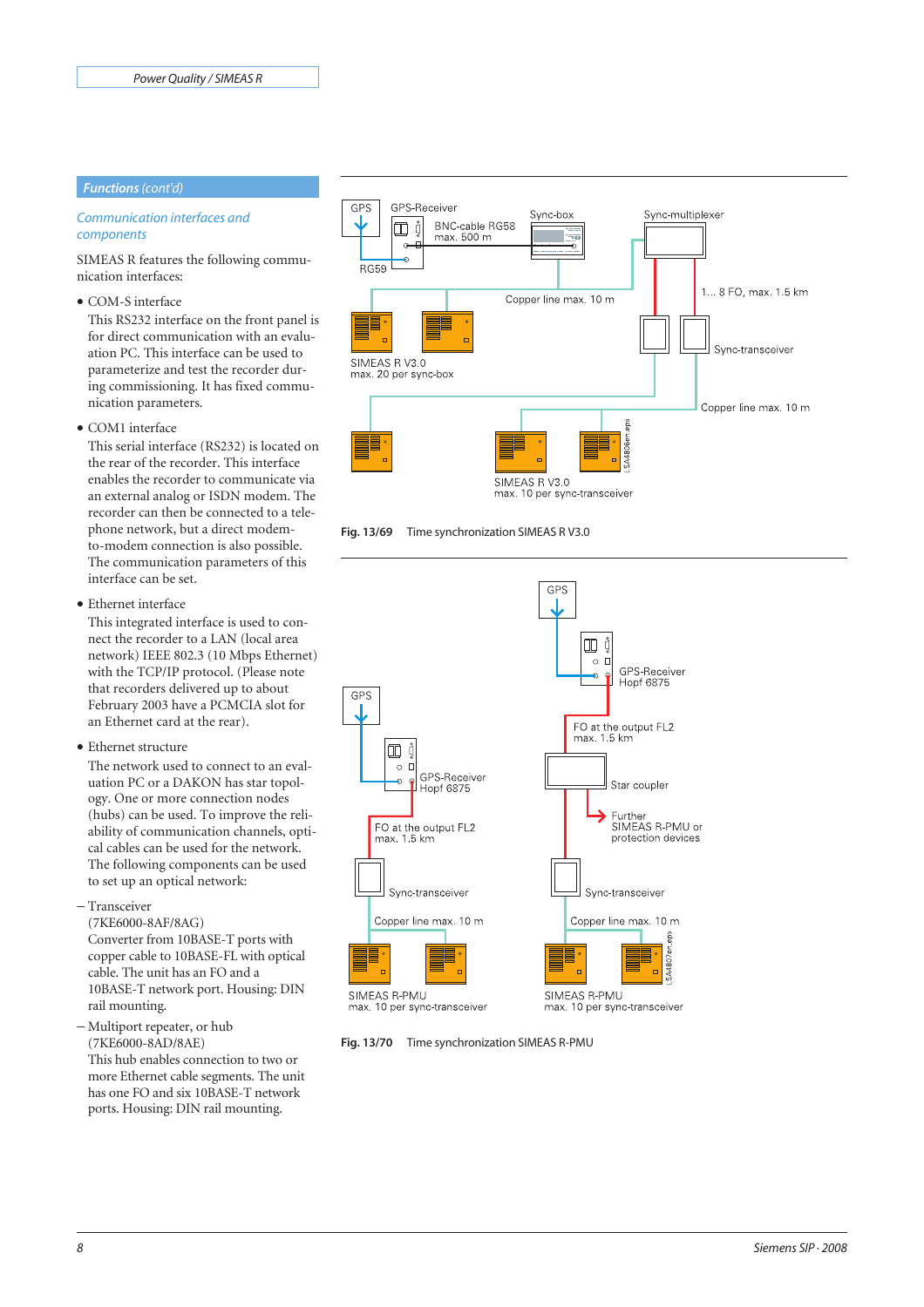## Functions (cont'd)

### Communication interfaces and components

SIMEAS R features the following communication interfaces:

- COM-S interface
  This RS232 interface on the front panel is for direct communication with an evaluation PC. This interface can be used to parameterize and test the recorder during commissioning. It has fixed communication parameters.

- COM1 interface
  This serial interface (RS232) is located on the rear of the recorder. This interface enables the recorder to communicate via an external analog or ISDN modem. The recorder can then be connected to a telephone network, but a direct modem-to-modem connection is also possible. The communication parameters of this interface can be set.

- Ethernet interface
  This integrated interface is used to connect the recorder to a LAN (local area network) IEEE 802.3 (10 Mbps Ethernet) with the TCP/IP protocol. (Please note that recorders delivered up to about February 2003 have a PCMCIA slot for an Ethernet card at the rear).

- Ethernet structure
  The network used to connect to an evaluation PC or a DAKON has star topology. One or more connection nodes (hubs) can be used. To improve the reliability of communication channels, optical cables can be used for the network. The following components can be used to set up an optical network:

– Transceiver
  (7KE6000-8AF/8AG)
  Converter from 10BASE-T ports with copper cable to 10BASE-FL with optical cable. The unit has an FO and a 10BASE-T network port. Housing: DIN rail mounting.

– Multiport repeater, or hub
  (7KE6000-8AD/8AE)
  This hub enables connection to two or more Ethernet cable segments. The unit has one FO and six 10BASE-T network ports. Housing: DIN rail mounting.

**Fig. 13/69** Time synchronization SIMEAS R V3.0

**Fig. 13/70** Time synchronization SIMEAS R-PMU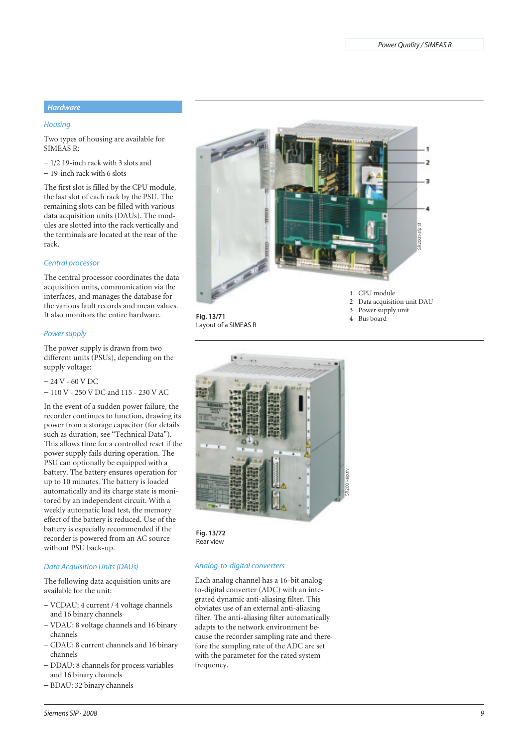## Hardware

### Housing

Two types of housing are available for SIMEAS R:

– 1/2 19-inch rack with 3 slots and
– 19-inch rack with 6 slots

The first slot is filled by the CPU module, the last slot of each rack by the PSU. The remaining slots can be filled with various data acquisition units (DAUs). The modules are slotted into the rack vertically and the terminals are located at the rear of the rack.

### Central processor

The central processor coordinates the data acquisition units, communication via the interfaces, and manages the database for the various fault records and mean values. It also monitors the entire hardware.

### Power supply

The power supply is drawn from two different units (PSUs), depending on the supply voltage:

– 24 V - 60 V DC
– 110 V - 250 V DC and 115 - 230 V AC

In the event of a sudden power failure, the recorder continues to function, drawing its power from a storage capacitor (for details such as duration, see "Technical Data"). This allows time for a controlled reset if the power supply fails during operation. The PSU can optionally be equipped with a battery. The battery ensures operation for up to 10 minutes. The battery is loaded automatically and its charge state is monitored by an independent circuit. With a weekly automatic load test, the memory effect of the battery is reduced. Use of the battery is especially recommended if the recorder is powered from an AC source without PSU back-up.

### Data Acquisition Units (DAUs)

The following data acquisition units are available for the unit:

– VCDAU: 4 current / 4 voltage channels and 16 binary channels
– VDAU: 8 voltage channels and 16 binary channels
– CDAU: 8 current channels and 16 binary channels
– DDAU: 8 channels for process variables and 16 binary channels
– BDAU: 32 binary channels

1 CPU module
2 Data acquisition unit DAU
3 Power supply unit
4 Bus board

**Fig. 13/71**
Layout of a SIMEAS R

**Fig. 13/72**
Rear view

### Analog-to-digital converters

Each analog channel has a 16-bit analog-to-digital converter (ADC) with an integrated dynamic anti-aliasing filter. This obviates use of an external anti-aliasing filter. The anti-aliasing filter automatically adapts to the network environment because the recorder sampling rate and therefore the sampling rate of the ADC are set with the parameter for the rated system frequency.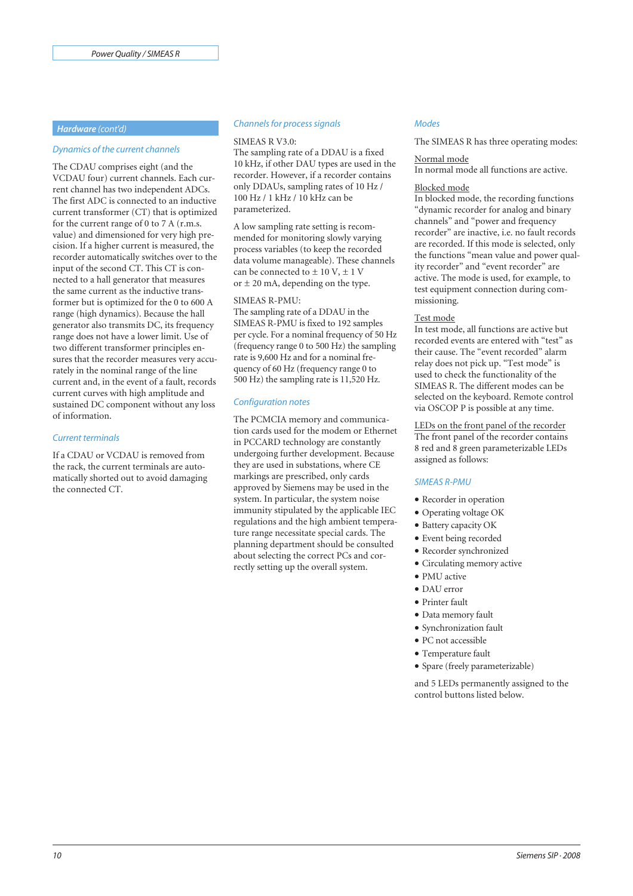## Hardware (cont'd)

### Dynamics of the current channels

The CDAU comprises eight (and the VCDAU four) current channels. Each current channel has two independent ADCs. The first ADC is connected to an inductive current transformer (CT) that is optimized for the current range of 0 to 7 A (r.m.s. value) and dimensioned for very high precision. If a higher current is measured, the recorder automatically switches over to the input of the second CT. This CT is connected to a hall generator that measures the same current as the inductive transformer but is optimized for the 0 to 600 A range (high dynamics). Because the hall generator also transmits DC, its frequency range does not have a lower limit. Use of two different transformer principles ensures that the recorder measures very accurately in the nominal range of the line current and, in the event of a fault, records current curves with high amplitude and sustained DC component without any loss of information.

### Current terminals

If a CDAU or VCDAU is removed from the rack, the current terminals are automatically shorted out to avoid damaging the connected CT.

### Channels for process signals

SIMEAS R V3.0:
The sampling rate of a DDAU is a fixed 10 kHz, if other DAU types are used in the recorder. However, if a recorder contains only DDAUs, sampling rates of 10 Hz / 100 Hz / 1 kHz / 10 kHz can be parameterized.

A low sampling rate setting is recommended for monitoring slowly varying process variables (to keep the recorded data volume manageable). These channels can be connected to ± 10 V, ± 1 V or ± 20 mA, depending on the type.

SIMEAS R-PMU:
The sampling rate of a DDAU in the SIMEAS R-PMU is fixed to 192 samples per cycle. For a nominal frequency of 50 Hz (frequency range 0 to 500 Hz) the sampling rate is 9,600 Hz and for a nominal frequency of 60 Hz (frequency range 0 to 500 Hz) the sampling rate is 11,520 Hz.

### Configuration notes

The PCMCIA memory and communication cards used for the modem or Ethernet in PCCARD technology are constantly undergoing further development. Because they are used in substations, where CE markings are prescribed, only cards approved by Siemens may be used in the system. In particular, the system noise immunity stipulated by the applicable IEC regulations and the high ambient temperature range necessitate special cards. The planning department should be consulted about selecting the correct PCs and correctly setting up the overall system.

### Modes

The SIMEAS R has three operating modes:

Normal mode
In normal mode all functions are active.

Blocked mode
In blocked mode, the recording functions "dynamic recorder for analog and binary channels" and "power and frequency recorder" are inactive, i.e. no fault records are recorded. If this mode is selected, only the functions "mean value and power quality recorder" and "event recorder" are active. The mode is used, for example, to test equipment connection during commissioning.

Test mode
In test mode, all functions are active but recorded events are entered with "test" as their cause. The "event recorded" alarm relay does not pick up. "Test mode" is used to check the functionality of the SIMEAS R. The different modes can be selected on the keyboard. Remote control via OSCOP P is possible at any time.

LEDs on the front panel of the recorder
The front panel of the recorder contains 8 red and 8 green parameterizable LEDs assigned as follows:

### SIMEAS R-PMU

- Recorder in operation
- Operating voltage OK
- Battery capacity OK
- Event being recorded
- Recorder synchronized
- Circulating memory active
- PMU active
- DAU error
- Printer fault
- Data memory fault
- Synchronization fault
- PC not accessible
- Temperature fault
- Spare (freely parameterizable)

and 5 LEDs permanently assigned to the control buttons listed below.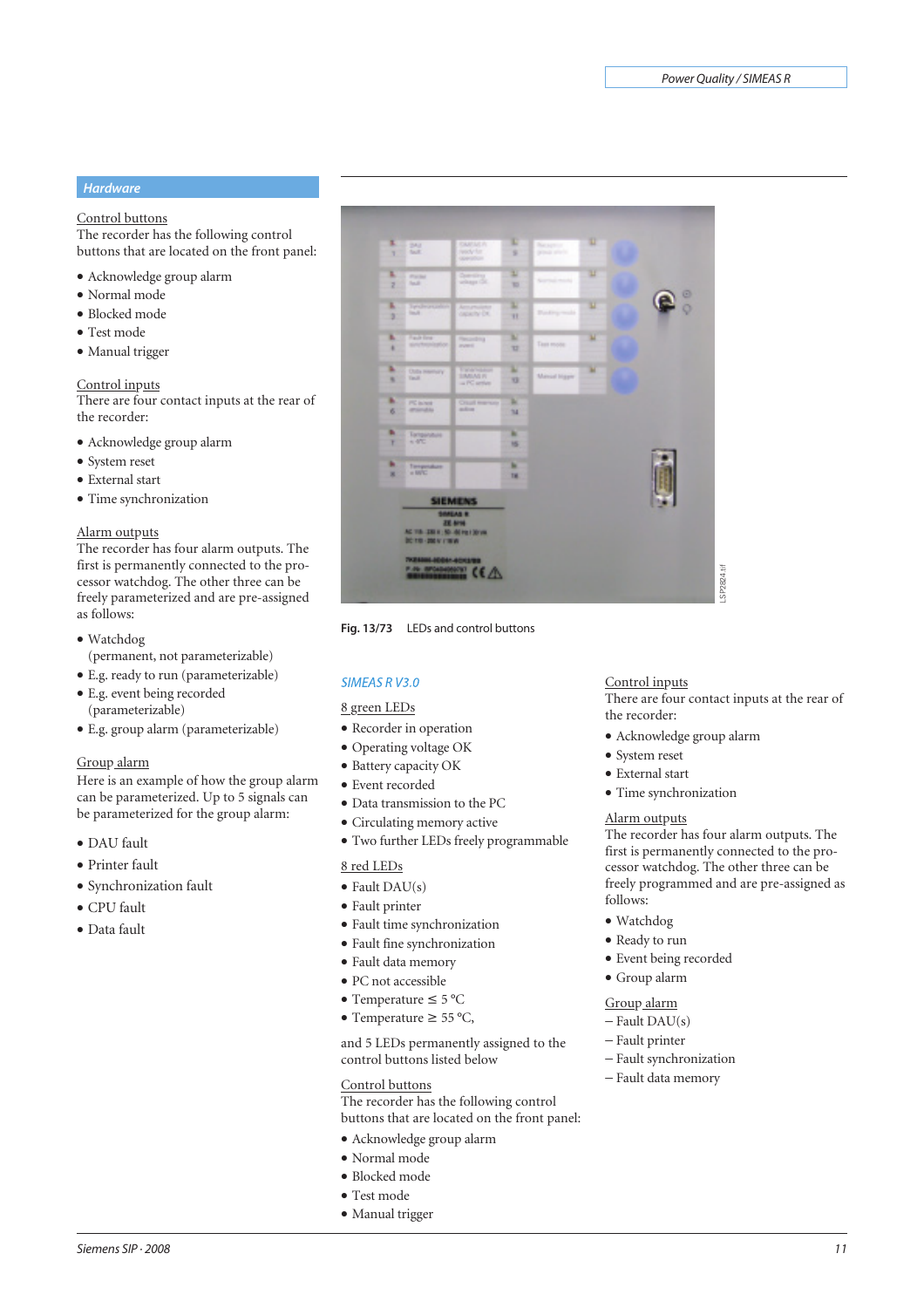## Hardware

Control buttons
The recorder has the following control buttons that are located on the front panel:

- Acknowledge group alarm
- Normal mode
- Blocked mode
- Test mode
- Manual trigger

Control inputs
There are four contact inputs at the rear of the recorder:

- Acknowledge group alarm
- System reset
- External start
- Time synchronization

Alarm outputs
The recorder has four alarm outputs. The first is permanently connected to the processor watchdog. The other three can be freely parameterized and are pre-assigned as follows:

- Watchdog (permanent, not parameterizable)
- E.g. ready to run (parameterizable)
- E.g. event being recorded (parameterizable)
- E.g. group alarm (parameterizable)

Group alarm
Here is an example of how the group alarm can be parameterized. Up to 5 signals can be parameterized for the group alarm:

- DAU fault
- Printer fault
- Synchronization fault
- CPU fault
- Data fault

**Fig. 13/73** LEDs and control buttons

### SIMEAS R V3.0

8 green LEDs

- Recorder in operation
- Operating voltage OK
- Battery capacity OK
- Event recorded
- Data transmission to the PC
- Circulating memory active
- Two further LEDs freely programmable

8 red LEDs

- Fault DAU(s)
- Fault printer
- Fault time synchronization
- Fault fine synchronization
- Fault data memory
- PC not accessible
- Temperature ≤ 5 °C
- Temperature ≥ 55 °C,

and 5 LEDs permanently assigned to the control buttons listed below

Control buttons
The recorder has the following control buttons that are located on the front panel:

- Acknowledge group alarm
- Normal mode
- Blocked mode
- Test mode
- Manual trigger

Control inputs
There are four contact inputs at the rear of the recorder:

- Acknowledge group alarm
- System reset
- External start
- Time synchronization

Alarm outputs
The recorder has four alarm outputs. The first is permanently connected to the processor watchdog. The other three can be freely programmed and are pre-assigned as follows:

- Watchdog
- Ready to run
- Event being recorded
- Group alarm

Group alarm
– Fault DAU(s)
– Fault printer
– Fault synchronization
– Fault data memory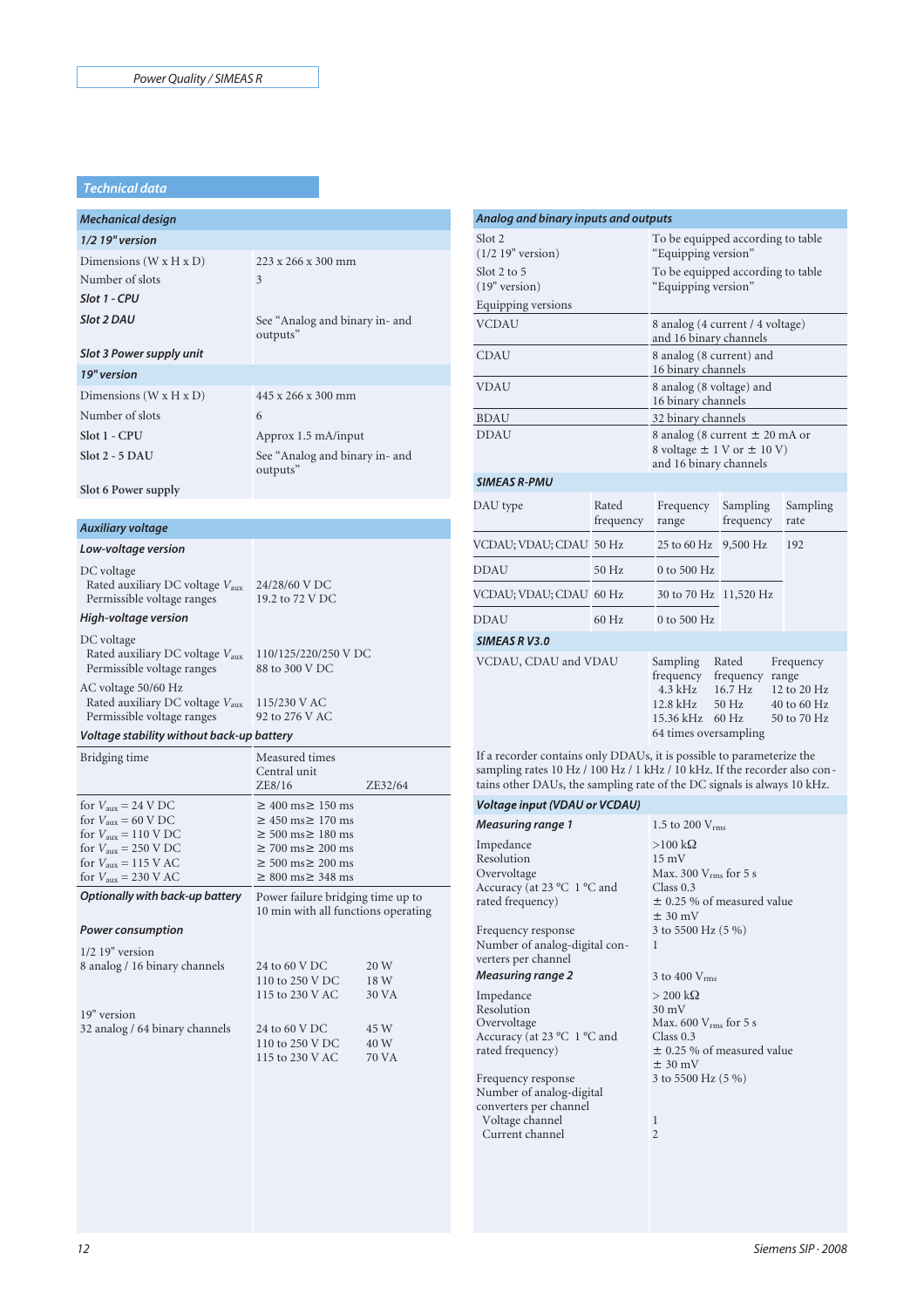## Technical data

### Mechanical design

| | |
|---|---|
| ***1/2 19" version*** | |
| Dimensions (W x H x D) | 223 x 266 x 300 mm |
| Number of slots | 3 |
| ***Slot 1 - CPU*** | |
| ***Slot 2 DAU*** | See "Analog and binary in- and outputs" |
| ***Slot 3 Power supply unit*** | |
| ***19" version*** | |
| Dimensions (W x H x D) | 445 x 266 x 300 mm |
| Number of slots | 6 |
| Slot 1 - CPU | Approx 1.5 mA/input |
| Slot 2 - 5 DAU | See "Analog and binary in- and outputs" |
| Slot 6 Power supply | |

### Auxiliary voltage

| | | |
|---|---|---|
| ***Low-voltage version*** | | |
| DC voltage | | |
| Rated auxiliary DC voltage $V_{aux}$ | 24/28/60 V DC | |
| Permissible voltage ranges | 19.2 to 72 V DC | |
| ***High-voltage version*** | | |
| DC voltage | | |
| Rated auxiliary DC voltage $V_{aux}$ | 110/125/220/250 V DC | |
| Permissible voltage ranges | 88 to 300 V DC | |
| AC voltage 50/60 Hz | | |
| Rated auxiliary DC voltage $V_{aux}$ | 115/230 V AC | |
| Permissible voltage ranges | 92 to 276 V AC | |
| ***Voltage stability without back-up battery*** | | |
| Bridging time | Measured times Central unit ZE8/16 | ZE32/64 |
| for $V_{aux}$ = 24 V DC | ≥ 400 ms | ≥ 150 ms |
| for $V_{aux}$ = 60 V DC | ≥ 450 ms | ≥ 170 ms |
| for $V_{aux}$ = 110 V DC | ≥ 500 ms | ≥ 180 ms |
| for $V_{aux}$ = 250 V DC | ≥ 700 ms | ≥ 200 ms |
| for $V_{aux}$ = 115 V AC | ≥ 500 ms | ≥ 200 ms |
| for $V_{aux}$ = 230 V AC | ≥ 800 ms | ≥ 348 ms |
| ***Optionally with back-up battery*** | Power failure bridging time up to 10 min with all functions operating | |
| ***Power consumption*** | | |
| 1/2 19" version | | |
| 8 analog / 16 binary channels | 24 to 60 V DC | 20 W |
| | 110 to 250 V DC | 18 W |
| | 115 to 230 V AC | 30 VA |
| 19" version | | |
| 32 analog / 64 binary channels | 24 to 60 V DC | 45 W |
| | 110 to 250 V DC | 40 W |
| | 115 to 230 V AC | 70 VA |

### Analog and binary inputs and outputs

| | |
|---|---|
| Slot 2 (1/2 19" version) | To be equipped according to table "Equipping version" |
| Slot 2 to 5 (19" version) | To be equipped according to table "Equipping version" |
| Equipping versions | |
| VCDAU | 8 analog (4 current / 4 voltage) and 16 binary channels |
| CDAU | 8 analog (8 current) and 16 binary channels |
| VDAU | 8 analog (8 voltage) and 16 binary channels |
| BDAU | 32 binary channels |
| DDAU | 8 analog (8 current ± 20 mA or 8 voltage ± 1 V or ± 10 V) and 16 binary channels |

### SIMEAS R-PMU

| DAU type | Rated frequency | Frequency range | Sampling frequency | Sampling rate |
|---|---|---|---|---|
| VCDAU; VDAU; CDAU | 50 Hz | 25 to 60 Hz | 9,500 Hz | 192 |
| DDAU | 50 Hz | 0 to 500 Hz | | |
| VCDAU; VDAU; CDAU | 60 Hz | 30 to 70 Hz | 11,520 Hz | |
| DDAU | 60 Hz | 0 to 500 Hz | | |

### SIMEAS R V3.0

| | Sampling frequency | Rated frequency | Frequency range |
|---|---|---|---|
| VCDAU, CDAU and VDAU | 4.3 kHz | 16.7 Hz | 12 to 20 Hz |
| | 12.8 kHz | 50 Hz | 40 to 60 Hz |
| | 15.36 kHz | 60 Hz | 50 to 70 Hz |
| | 64 times oversampling | | |

If a recorder contains only DDAUs, it is possible to parameterize the sampling rates 10 Hz / 100 Hz / 1 kHz / 10 kHz. If the recorder also contains other DAUs, the sampling rate of the DC signals is always 10 kHz.

### Voltage input (VDAU or VCDAU)

| | |
|---|---|
| ***Measuring range 1*** | 1.5 to 200 $V_{rms}$ |
| Impedance | >100 kΩ |
| Resolution | 15 mV |
| Overvoltage | Max. 300 $V_{rms}$ for 5 s |
| Accuracy (at 23 °C  1 °C and rated frequency) | Class 0.3<br>± 0.25 % of measured value<br>± 30 mV |
| Frequency response | 3 to 5500 Hz (5 %) |
| Number of analog-digital converters per channel | 1 |
| ***Measuring range 2*** | 3 to 400 $V_{rms}$ |
| Impedance | > 200 kΩ |
| Resolution | 30 mV |
| Overvoltage | Max. 600 $V_{rms}$ for 5 s |
| Accuracy (at 23 °C  1 °C and rated frequency) | Class 0.3<br>± 0.25 % of measured value<br>± 30 mV |
| Frequency response | 3 to 5500 Hz (5 %) |
| Number of analog-digital converters per channel | |
| Voltage channel | 1 |
| Current channel | 2 |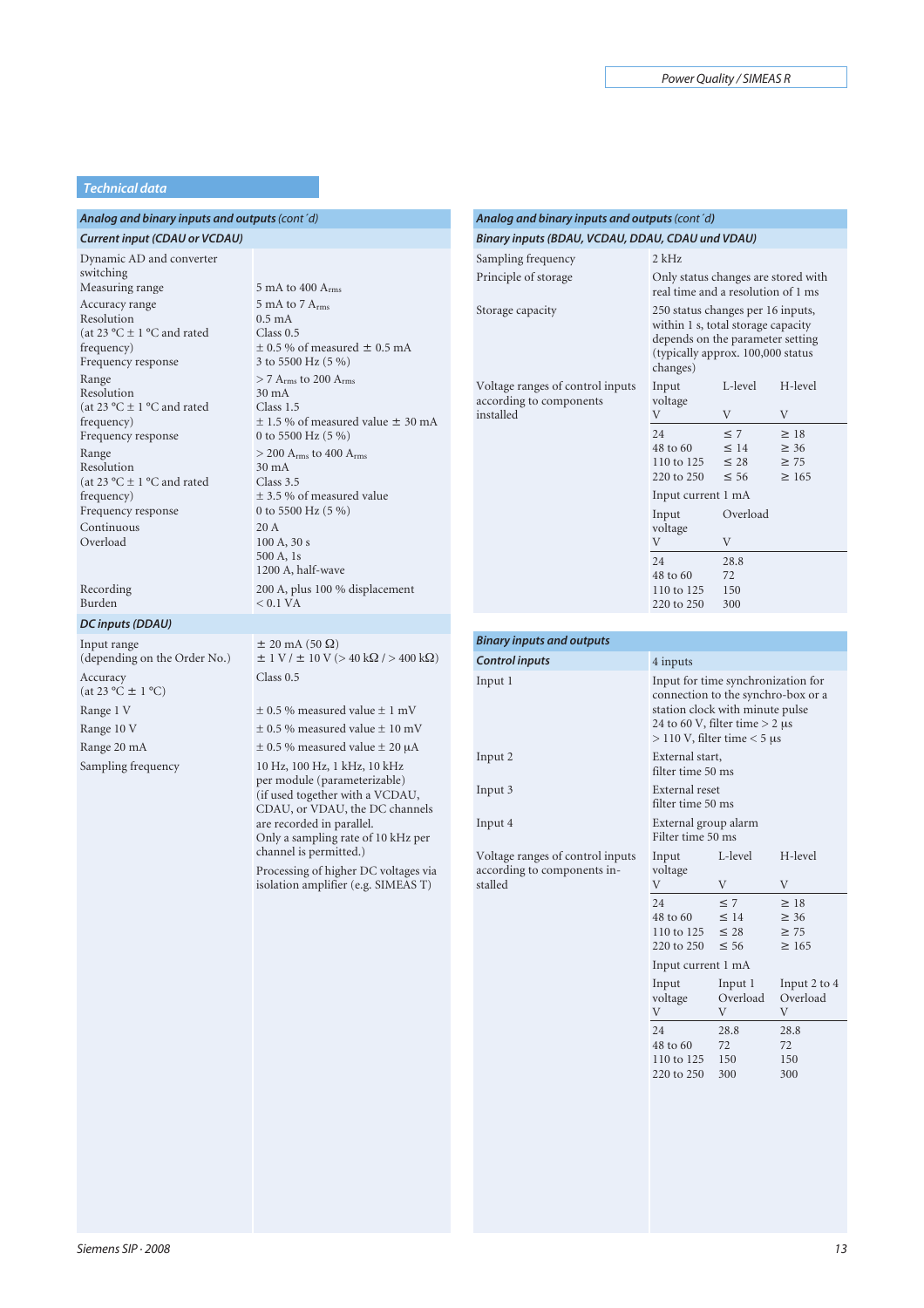## Technical data

### Analog and binary inputs and outputs (cont´d)

#### Current input (CDAU or VCDAU)

| | |
|---|---|
| Dynamic AD and converter switching | |
| Measuring range | 5 mA to 400 $A_{rms}$ |
| Accuracy range | 5 mA to 7 $A_{rms}$ |
| Resolution | 0.5 mA |
| (at 23 °C ± 1 °C and rated frequency) | Class 0.5<br>± 0.5 % of measured ± 0.5 mA |
| Frequency response | 3 to 5500 Hz (5 %) |
| Range | > 7 $A_{rms}$ to 200 $A_{rms}$ |
| Resolution | 30 mA |
| (at 23 °C ± 1 °C and rated frequency) | Class 1.5<br>± 1.5 % of measured value ± 30 mA |
| Frequency response | 0 to 5500 Hz (5 %) |
| Range | > 200 $A_{rms}$ to 400 $A_{rms}$ |
| Resolution | 30 mA |
| (at 23 °C ± 1 °C and rated frequency) | Class 3.5<br>± 3.5 % of measured value |
| Frequency response | 0 to 5500 Hz (5 %) |
| Continuous | 20 A |
| Overload | 100 A, 30 s<br>500 A, 1s<br>1200 A, half-wave |
| Recording | 200 A, plus 100 % displacement |
| Burden | < 0.1 VA |

#### DC inputs (DDAU)

| | |
|---|---|
| Input range<br>(depending on the Order No.) | ± 20 mA (50 Ω)<br>± 1 V / ± 10 V (> 40 kΩ / > 400 kΩ) |
| Accuracy<br>(at 23 °C ± 1 °C) | Class 0.5 |
| Range 1 V | ± 0.5 % measured value ± 1 mV |
| Range 10 V | ± 0.5 % measured value ± 10 mV |
| Range 20 mA | ± 0.5 % measured value ± 20 µA |
| Sampling frequency | 10 Hz, 100 Hz, 1 kHz, 10 kHz per module (parameterizable)<br>(if used together with a VCDAU, CDAU, or VDAU, the DC channels are recorded in parallel. Only a sampling rate of 10 kHz per channel is permitted.)<br>Processing of higher DC voltages via isolation amplifier (e.g. SIMEAS T) |

### Analog and binary inputs and outputs (cont´d)

#### Binary inputs (BDAU, VCDAU, DDAU, CDAU und VDAU)

| | |
|---|---|
| Sampling frequency | 2 kHz |
| Principle of storage | Only status changes are stored with real time and a resolution of 1 ms |
| Storage capacity | 250 status changes per 16 inputs, within 1 s, total storage capacity depends on the parameter setting (typically approx. 100,000 status changes) |

Voltage ranges of control inputs according to components installed

| Input voltage V | L-level V | H-level V |
|---|---|---|
| 24 | ≤ 7 | ≥ 18 |
| 48 to 60 | ≤ 14 | ≥ 36 |
| 110 to 125 | ≤ 28 | ≥ 75 |
| 220 to 250 | ≤ 56 | ≥ 165 |

Input current 1 mA

| Input voltage V | Overload V |
|---|---|
| 24 | 28.8 |
| 48 to 60 | 72 |
| 110 to 125 | 150 |
| 220 to 250 | 300 |

### Binary inputs and outputs

#### Control inputs

| | 4 inputs |
|---|---|
| Input 1 | Input for time synchronization for connection to the synchro-box or a station clock with minute pulse<br>24 to 60 V, filter time > 2 µs<br>> 110 V, filter time < 5 µs |
| Input 2 | External start, filter time 50 ms |
| Input 3 | External reset filter time 50 ms |
| Input 4 | External group alarm Filter time 50 ms |

Voltage ranges of control inputs according to components installed

| Input voltage V | L-level V | H-level V |
|---|---|---|
| 24 | ≤ 7 | ≥ 18 |
| 48 to 60 | ≤ 14 | ≥ 36 |
| 110 to 125 | ≤ 28 | ≥ 75 |
| 220 to 250 | ≤ 56 | ≥ 165 |

Input current 1 mA

| Input voltage V | Input 1 Overload V | Input 2 to 4 Overload V |
|---|---|---|
| 24 | 28.8 | 28.8 |
| 48 to 60 | 72 | 72 |
| 110 to 125 | 150 | 150 |
| 220 to 250 | 300 | 300 |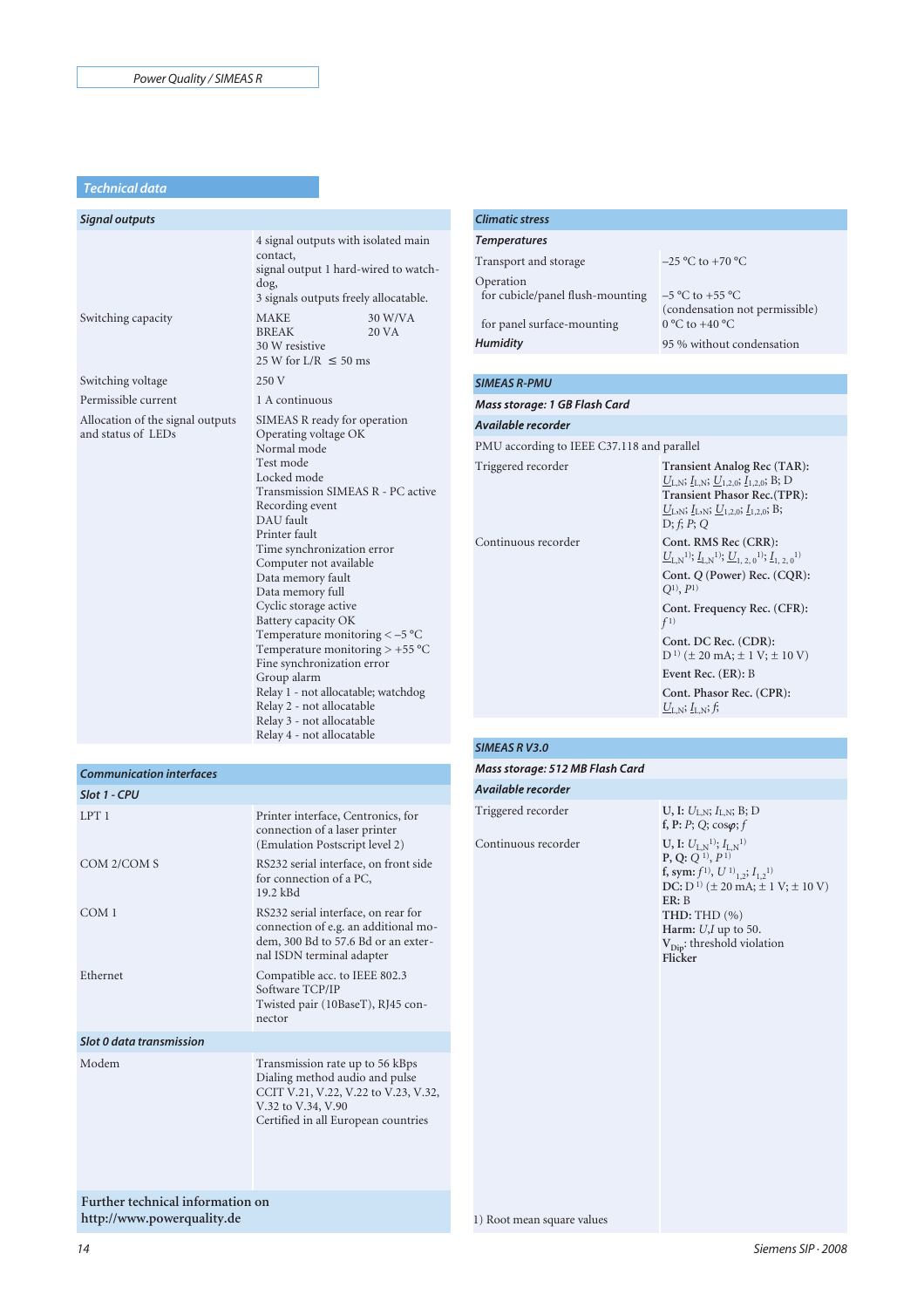## Technical data

| Signal outputs | |
|---|---|
| | 4 signal outputs with isolated main contact, signal output 1 hard-wired to watchdog, 3 signals outputs freely allocatable. |
| Switching capacity | MAKE 30 W/VA<br>BREAK 20 VA<br>30 W resistive<br>25 W for L/R ≤ 50 ms |
| Switching voltage | 250 V |
| Permissible current | 1 A continuous |
| Allocation of the signal outputs and status of LEDs | SIMEAS R ready for operation<br>Operating voltage OK<br>Normal mode<br>Test mode<br>Locked mode<br>Transmission SIMEAS R - PC active<br>Recording event<br>DAU fault<br>Printer fault<br>Time synchronization error<br>Computer not available<br>Data memory fault<br>Data memory full<br>Cyclic storage active<br>Battery capacity OK<br>Temperature monitoring < –5 °C<br>Temperature monitoring > +55 °C<br>Fine synchronization error<br>Group alarm<br>Relay 1 - not allocatable; watchdog<br>Relay 2 - not allocatable<br>Relay 3 - not allocatable<br>Relay 4 - not allocatable |

| Communication interfaces | |
|---|---|
| ***Slot 1 - CPU*** | |
| LPT 1 | Printer interface, Centronics, for connection of a laser printer (Emulation Postscript level 2) |
| COM 2/COM S | RS232 serial interface, on front side for connection of a PC, 19.2 kBd |
| COM 1 | RS232 serial interface, on rear for connection of e.g. an additional modem, 300 Bd to 57.6 Bd or an external ISDN terminal adapter |
| Ethernet | Compatible acc. to IEEE 802.3<br>Software TCP/IP<br>Twisted pair (10BaseT), RJ45 connector |
| ***Slot 0 data transmission*** | |
| Modem | Transmission rate up to 56 kBps<br>Dialing method audio and pulse<br>CCIT V.21, V.22, V.22 to V.23, V.32, V.32 to V.34, V.90<br>Certified in all European countries |

Further technical information on
http://www.powerquality.de

| Climatic stress | |
|---|---|
| ***Temperatures*** | |
| Transport and storage | –25 °C to +70 °C |
| Operation<br>for cubicle/panel flush-mounting | –5 °C to +55 °C<br>(condensation not permissible) |
| for panel surface-mounting | 0 °C to +40 °C |
| ***Humidity*** | 95 % without condensation |

| SIMEAS R-PMU | |
|---|---|
| ***Mass storage: 1 GB Flash Card*** | |
| ***Available recorder*** | |
| PMU according to IEEE C37.118 and parallel | |
| Triggered recorder | **Transient Analog Rec (TAR):**<br>$\underline{U}_{L,N}$; $\underline{I}_{L,N}$; $\underline{U}_{1,2,0}$; $\underline{I}_{1,2,0}$; B; D<br>**Transient Phasor Rec.(TPR):**<br>$\underline{U}_{L,N}$; $\underline{I}_{L,N}$; $\underline{U}_{1,2,0}$; $\underline{I}_{1,2,0}$; B; D; $f$; $P$; $Q$ |
| Continuous recorder | **Cont. RMS Rec (CRR):**<br>$\underline{U}_{L,N}$[1]; $\underline{I}_{L,N}$[1]; $\underline{U}_{1,2,0}$[1]; $\underline{I}_{1,2,0}$[1]<br>**Cont. Q (Power) Rec. (CQR):**<br>$Q$[1], $P$[1]<br>**Cont. Frequency Rec. (CFR):**<br>$f$[1]<br>**Cont. DC Rec. (CDR):**<br>D[1] (± 20 mA; ± 1 V; ± 10 V)<br>**Event Rec. (ER):** B<br>**Cont. Phasor Rec. (CPR):**<br>$\underline{U}_{L,N}$; $\underline{I}_{L,N}$; $f$; |

| SIMEAS R V3.0 | |
|---|---|
| ***Mass storage: 512 MB Flash Card*** | |
| ***Available recorder*** | |
| Triggered recorder | **U, I:** $U_{L,N}$; $I_{L,N}$; B; D<br>**f, P:** $P$; $Q$; cos$\varphi$; $f$ |
| Continuous recorder | **U, I:** $U_{L,N}$[1]; $I_{L,N}$[1]<br>**P, Q:** $Q$[1], $P$[1]<br>**f, sym:** $f$[1], $U$[1]$_{1,2}$; $I_{1,2}$[1]<br>**DC:** D[1] (± 20 mA; ± 1 V; ± 10 V)<br>**ER:** B<br>**THD:** THD (%)<br>**Harm:** $U$,$I$ up to 50.<br>$V_{Dip}$: threshold violation<br>**Flicker** |

1) Root mean square values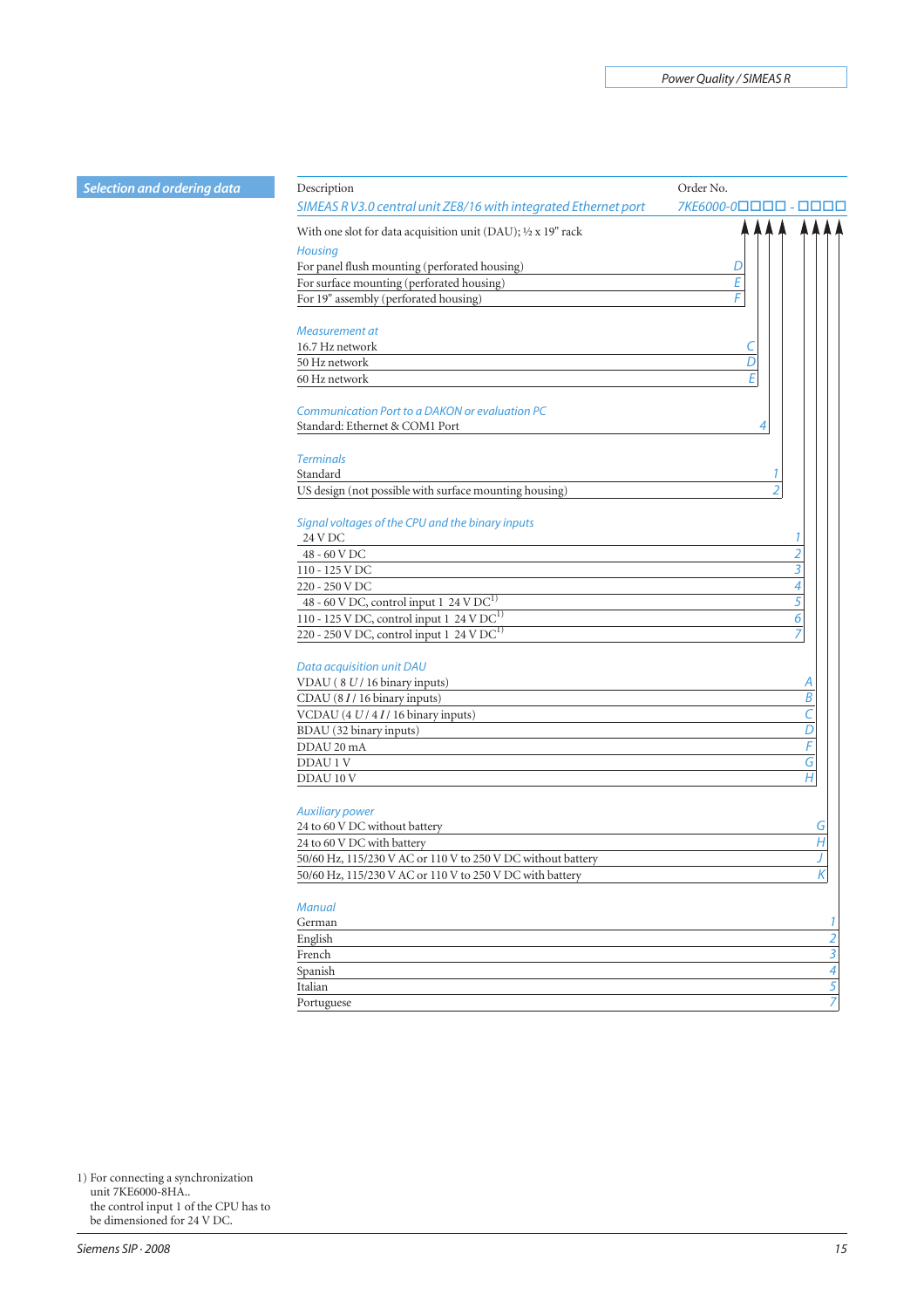## Selection and ordering data

| Description | Order No. |
|---|---|
| *SIMEAS R V3.0 central unit ZE8/16 with integrated Ethernet port* | *7KE6000-0□□□□ - □□□□* |
| With one slot for data acquisition unit (DAU); ½ x 19" rack | |
| *Housing* | |
| For panel flush mounting (perforated housing) | *D* |
| For surface mounting (perforated housing) | *E* |
| For 19" assembly (perforated housing) | *F* |
| *Measurement at* | |
| 16.7 Hz network | *C* |
| 50 Hz network | *D* |
| 60 Hz network | *E* |
| *Communication Port to a DAKON or evaluation PC* | |
| Standard: Ethernet & COM1 Port | *4* |
| *Terminals* | |
| Standard | *1* |
| US design (not possible with surface mounting housing) | *2* |
| *Signal voltages of the CPU and the binary inputs* | |
| 24 V DC | *1* |
| 48 - 60 V DC | *2* |
| 110 - 125 V DC | *3* |
| 220 - 250 V DC | *4* |
| 48 - 60 V DC, control input 1 24 V DC[1] | *5* |
| 110 - 125 V DC, control input 1 24 V DC[1] | *6* |
| 220 - 250 V DC, control input 1 24 V DC[1] | *7* |
| *Data acquisition unit DAU* | |
| VDAU ( 8 *U* / 16 binary inputs) | *A* |
| CDAU (8 ***I*** / 16 binary inputs) | *B* |
| VCDAU (4 *U* / 4 ***I*** / 16 binary inputs) | *C* |
| BDAU (32 binary inputs) | *D* |
| DDAU 20 mA | *F* |
| DDAU 1 V | *G* |
| DDAU 10 V | *H* |
| *Auxiliary power* | |
| 24 to 60 V DC without battery | *G* |
| 24 to 60 V DC with battery | *H* |
| 50/60 Hz, 115/230 V AC or 110 V to 250 V DC without battery | *J* |
| 50/60 Hz, 115/230 V AC or 110 V to 250 V DC with battery | *K* |
| *Manual* | |
| German | *1* |
| English | *2* |
| French | *3* |
| Spanish | *4* |
| Italian | *5* |
| Portuguese | *7* |

1) For connecting a synchronization unit 7KE6000-8HA.. the control input 1 of the CPU has to be dimensioned for 24 V DC.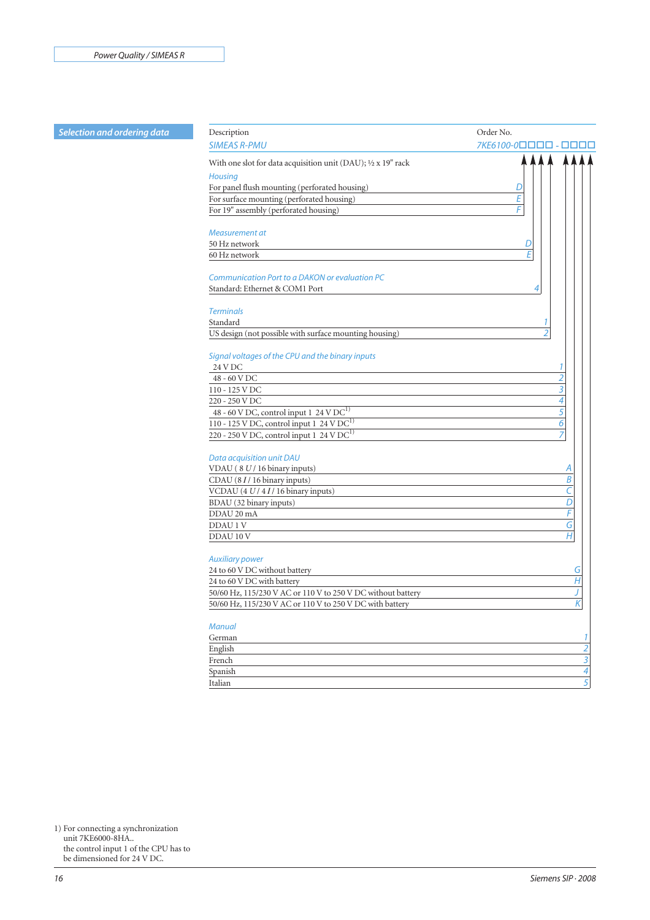## Selection and ordering data

| Description | Order No. |
|---|---|
| *SIMEAS R-PMU* | *7KE6100-0□□□□ - □□□□* |
| With one slot for data acquisition unit (DAU); ½ x 19" rack | |
| *Housing* | |
| For panel flush mounting (perforated housing) | *D* |
| For surface mounting (perforated housing) | *E* |
| For 19" assembly (perforated housing) | *F* |
| *Measurement at* | |
| 50 Hz network | *D* |
| 60 Hz network | *E* |
| *Communication Port to a DAKON or evaluation PC* | |
| Standard: Ethernet & COM1 Port | *4* |
| *Terminals* | |
| Standard | *1* |
| US design (not possible with surface mounting housing) | *2* |
| *Signal voltages of the CPU and the binary inputs* | |
| 24 V DC | *1* |
| 48 - 60 V DC | *2* |
| 110 - 125 V DC | *3* |
| 220 - 250 V DC | *4* |
| 48 - 60 V DC, control input 1 24 V DC[1] | *5* |
| 110 - 125 V DC, control input 1 24 V DC[1] | *6* |
| 220 - 250 V DC, control input 1 24 V DC[1] | *7* |
| *Data acquisition unit DAU* | |
| VDAU ( 8 *U* / 16 binary inputs) | *A* |
| CDAU (8 ***I*** / 16 binary inputs) | *B* |
| VCDAU (4 *U* / 4 ***I*** / 16 binary inputs) | *C* |
| BDAU (32 binary inputs) | *D* |
| DDAU 20 mA | *F* |
| DDAU 1 V | *G* |
| DDAU 10 V | *H* |
| *Auxiliary power* | |
| 24 to 60 V DC without battery | *G* |
| 24 to 60 V DC with battery | *H* |
| 50/60 Hz, 115/230 V AC or 110 V to 250 V DC without battery | *J* |
| 50/60 Hz, 115/230 V AC or 110 V to 250 V DC with battery | *K* |
| *Manual* | |
| German | *1* |
| English | *2* |
| French | *3* |
| Spanish | *4* |
| Italian | *5* |

1) For connecting a synchronization unit 7KE6000-8HA.. the control input 1 of the CPU has to be dimensioned for 24 V DC.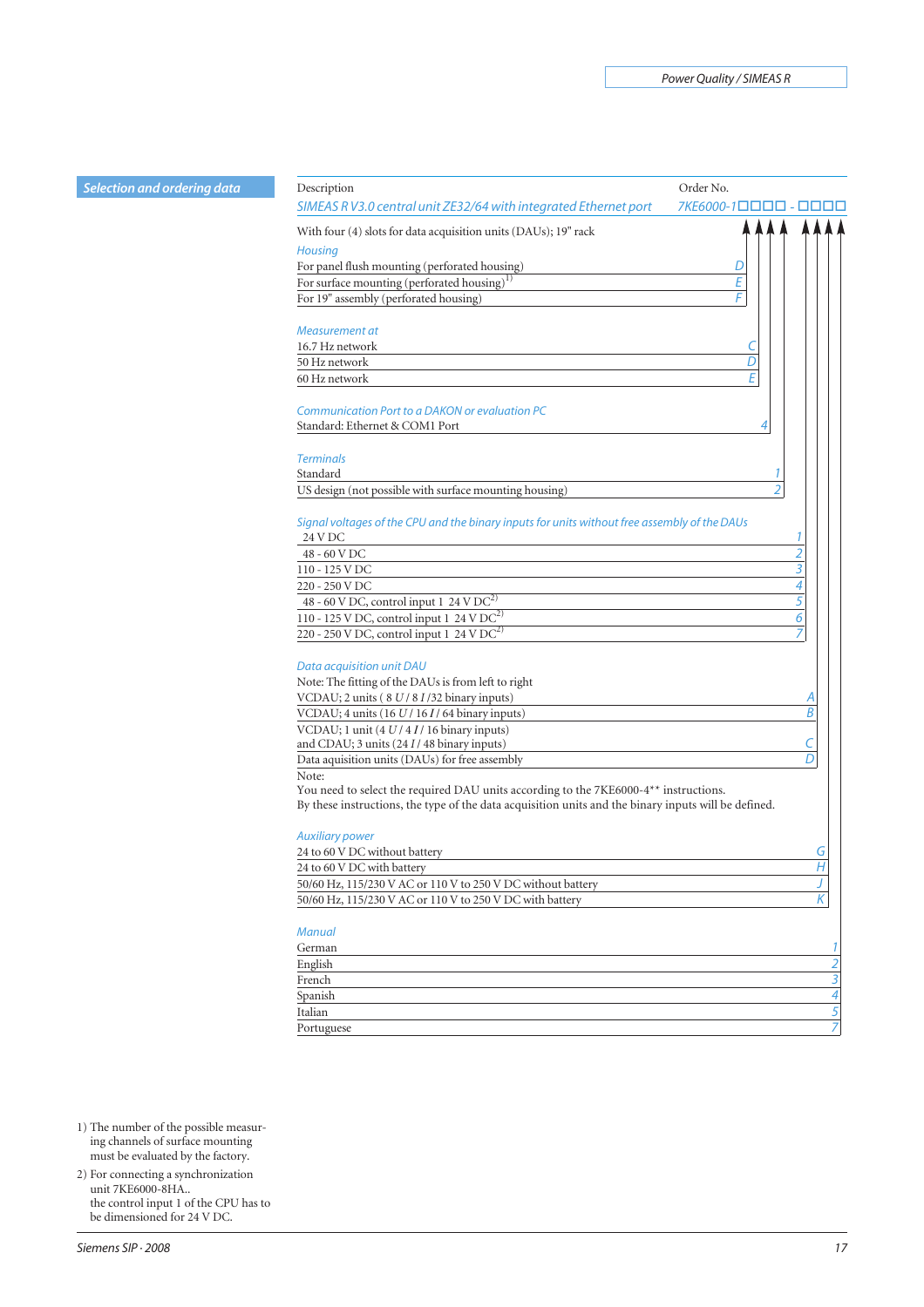## Selection and ordering data

| Description | Order No. |
|---|---|
| *SIMEAS R V3.0 central unit ZE32/64 with integrated Ethernet port* | *7KE6000-1□□□□ - □□□□* |
| With four (4) slots for data acquisition units (DAUs); 19" rack | |
| ***Housing*** | |
| For panel flush mounting (perforated housing) | D |
| For surface mounting (perforated housing)[1] | E |
| For 19" assembly (perforated housing) | F |
| ***Measurement at*** | |
| 16.7 Hz network | C |
| 50 Hz network | D |
| 60 Hz network | E |
| ***Communication Port to a DAKON or evaluation PC*** | |
| Standard: Ethernet & COM1 Port | 4 |
| ***Terminals*** | |
| Standard | 1 |
| US design (not possible with surface mounting housing) | 2 |
| ***Signal voltages of the CPU and the binary inputs for units without free assembly of the DAUs*** | |
| 24 V DC | 1 |
| 48 - 60 V DC | 2 |
| 110 - 125 V DC | 3 |
| 220 - 250 V DC | 4 |
| 48 - 60 V DC, control input 1 24 V DC[2] | 5 |
| 110 - 125 V DC, control input 1 24 V DC[2] | 6 |
| 220 - 250 V DC, control input 1 24 V DC[2] | 7 |
| ***Data acquisition unit DAU*** | |
| Note: The fitting of the DAUs is from left to right | |
| VCDAU; 2 units ( 8 *U* / 8 *I* /32 binary inputs) | A |
| VCDAU; 4 units (16 *U* / 16 *I* / 64 binary inputs) | B |
| VCDAU; 1 unit (4 *U* / 4 *I* / 16 binary inputs) and CDAU; 3 units (24 *I* / 48 binary inputs) | C |
| Data aquisition units (DAUs) for free assembly | D |
| Note: You need to select the required DAU units according to the 7KE6000-4** instructions. By these instructions, the type of the data acquisition units and the binary inputs will be defined. | |
| ***Auxiliary power*** | |
| 24 to 60 V DC without battery | G |
| 24 to 60 V DC with battery | H |
| 50/60 Hz, 115/230 V AC or 110 V to 250 V DC without battery | J |
| 50/60 Hz, 115/230 V AC or 110 V to 250 V DC with battery | K |
| ***Manual*** | |
| German | 1 |
| English | 2 |
| French | 3 |
| Spanish | 4 |
| Italian | 5 |
| Portuguese | 7 |

1) The number of the possible measuring channels of surface mounting must be evaluated by the factory.

2) For connecting a synchronization unit 7KE6000-8HA.. the control input 1 of the CPU has to be dimensioned for 24 V DC.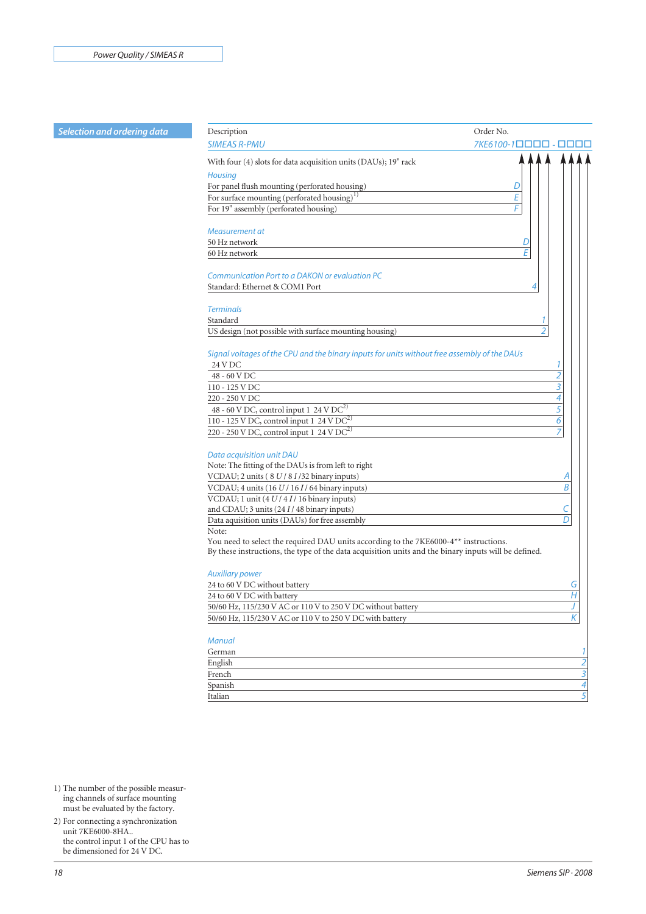## Selection and ordering data

| Description | Order No. |
|---|---|
| *SIMEAS R-PMU* | *7KE6100-1□□□□ - □□□□* |
| With four (4) slots for data acquisition units (DAUs); 19" rack | |
| *Housing* | |
| For panel flush mounting (perforated housing) | *D* |
| For surface mounting (perforated housing)[1] | *E* |
| For 19" assembly (perforated housing) | *F* |
| *Measurement at* | |
| 50 Hz network | *D* |
| 60 Hz network | *E* |
| *Communication Port to a DAKON or evaluation PC* | |
| Standard: Ethernet & COM1 Port | *4* |
| *Terminals* | |
| Standard | *1* |
| US design (not possible with surface mounting housing) | *2* |
| *Signal voltages of the CPU and the binary inputs for units without free assembly of the DAUs* | |
| 24 V DC | *1* |
| 48 - 60 V DC | *2* |
| 110 - 125 V DC | *3* |
| 220 - 250 V DC | *4* |
| 48 - 60 V DC, control input 1 24 V DC[2] | *5* |
| 110 - 125 V DC, control input 1 24 V DC[2] | *6* |
| 220 - 250 V DC, control input 1 24 V DC[2] | *7* |
| *Data acquisition unit DAU* | |
| Note: The fitting of the DAUs is from left to right | |
| VCDAU; 2 units ( 8 *U* / 8 *I* /32 binary inputs) | *A* |
| VCDAU; 4 units (16 *U* / 16 *I* / 64 binary inputs) | *B* |
| VCDAU; 1 unit (4 *U* / 4 *I* / 16 binary inputs) and CDAU; 3 units (24 *I* / 48 binary inputs) | *C* |
| Data aquisition units (DAUs) for free assembly | *D* |
| Note: You need to select the required DAU units according to the 7KE6000-4** instructions. By these instructions, the type of the data acquisition units and the binary inputs will be defined. | |
| *Auxiliary power* | |
| 24 to 60 V DC without battery | *G* |
| 24 to 60 V DC with battery | *H* |
| 50/60 Hz, 115/230 V AC or 110 V to 250 V DC without battery | *J* |
| 50/60 Hz, 115/230 V AC or 110 V to 250 V DC with battery | *K* |
| *Manual* | |
| German | *1* |
| English | *2* |
| French | *3* |
| Spanish | *4* |
| Italian | *5* |

1) The number of the possible measuring channels of surface mounting must be evaluated by the factory.

2) For connecting a synchronization unit 7KE6000-8HA.. the control input 1 of the CPU has to be dimensioned for 24 V DC.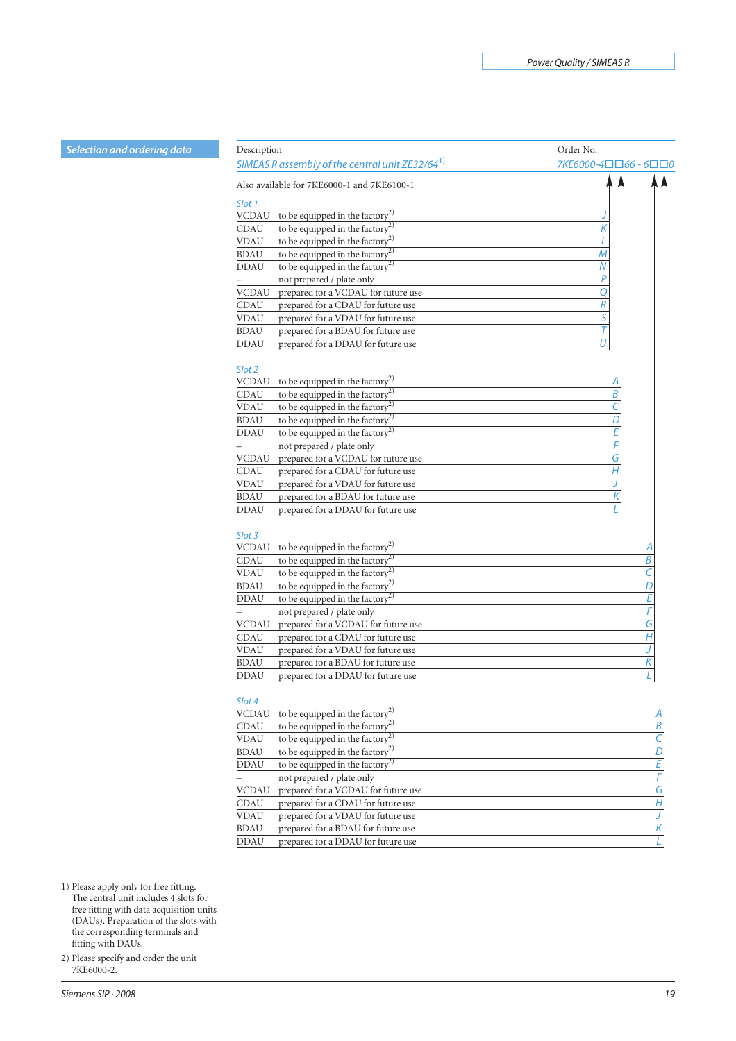## Selection and ordering data

| Description | Order No. |
|---|---|
| *SIMEAS R assembly of the central unit ZE32/64*[1)] | *7KE6000-4□□66 - 6□□0* |
| Also available for 7KE6000-1 and 7KE6100-1 | |

| Description | | Order No. |
|---|---|---|
| ***Slot 1*** | | |
| VCDAU | to be equipped in the factory[2)] | *J* |
| CDAU | to be equipped in the factory[2)] | *K* |
| VDAU | to be equipped in the factory[2)] | *L* |
| BDAU | to be equipped in the factory[2)] | *M* |
| DDAU | to be equipped in the factory[2)] | *N* |
| – | not prepared / plate only | *P* |
| VCDAU | prepared for a VCDAU for future use | *Q* |
| CDAU | prepared for a CDAU for future use | *R* |
| VDAU | prepared for a VDAU for future use | *S* |
| BDAU | prepared for a BDAU for future use | *T* |
| DDAU | prepared for a DDAU for future use | *U* |
| ***Slot 2*** | | |
| VCDAU | to be equipped in the factory[2)] | *A* |
| CDAU | to be equipped in the factory[2)] | *B* |
| VDAU | to be equipped in the factory[2)] | *C* |
| BDAU | to be equipped in the factory[2)] | *D* |
| DDAU | to be equipped in the factory[2)] | *E* |
| – | not prepared / plate only | *F* |
| VCDAU | prepared for a VCDAU for future use | *G* |
| CDAU | prepared for a CDAU for future use | *H* |
| VDAU | prepared for a VDAU for future use | *J* |
| BDAU | prepared for a BDAU for future use | *K* |
| DDAU | prepared for a DDAU for future use | *L* |
| ***Slot 3*** | | |
| VCDAU | to be equipped in the factory[2)] | *A* |
| CDAU | to be equipped in the factory[2)] | *B* |
| VDAU | to be equipped in the factory[2)] | *C* |
| BDAU | to be equipped in the factory[2)] | *D* |
| DDAU | to be equipped in the factory[2)] | *E* |
| – | not prepared / plate only | *F* |
| VCDAU | prepared for a VCDAU for future use | *G* |
| CDAU | prepared for a CDAU for future use | *H* |
| VDAU | prepared for a VDAU for future use | *J* |
| BDAU | prepared for a BDAU for future use | *K* |
| DDAU | prepared for a DDAU for future use | *L* |
| ***Slot 4*** | | |
| VCDAU | to be equipped in the factory[2)] | *A* |
| CDAU | to be equipped in the factory[2)] | *B* |
| VDAU | to be equipped in the factory[2)] | *C* |
| BDAU | to be equipped in the factory[2)] | *D* |
| DDAU | to be equipped in the factory[2)] | *E* |
| – | not prepared / plate only | *F* |
| VCDAU | prepared for a VCDAU for future use | *G* |
| CDAU | prepared for a CDAU for future use | *H* |
| VDAU | prepared for a VDAU for future use | *J* |
| BDAU | prepared for a BDAU for future use | *K* |
| DDAU | prepared for a DDAU for future use | *L* |

1) Please apply only for free fitting. The central unit includes 4 slots for free fitting with data acquisition units (DAUs). Preparation of the slots with the corresponding terminals and fitting with DAUs.

2) Please specify and order the unit 7KE6000-2.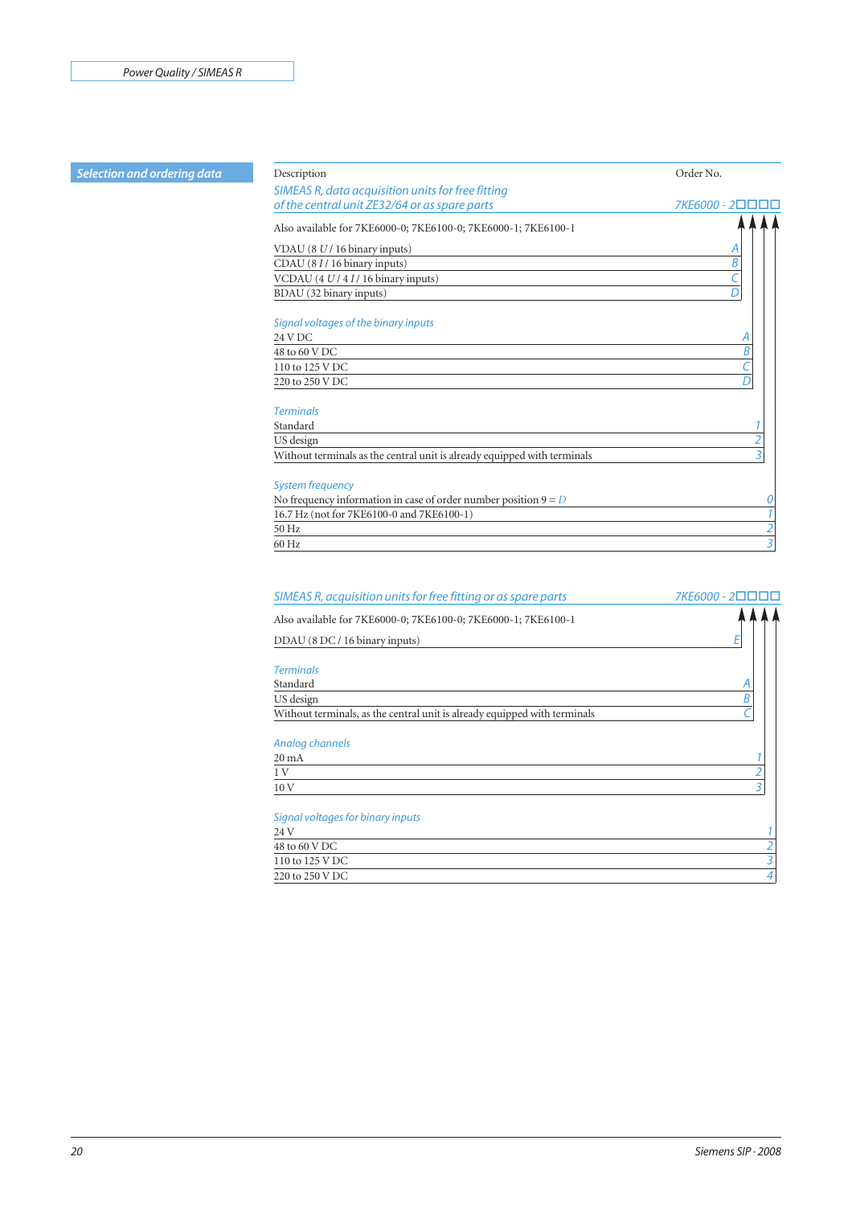## Selection and ordering data

| Description | Order No. |
|---|---|
| *SIMEAS R, data acquisition units for free fitting of the central unit ZE32/64 or as spare parts* | *7KE6000 - 2□□□□* |
| Also available for 7KE6000-0; 7KE6100-0; 7KE6000-1; 7KE6100-1 | |
| VDAU (8 *U* / 16 binary inputs) | *A* |
| CDAU (8 *I* / 16 binary inputs) | *B* |
| VCDAU (4 *U* / 4 *I* / 16 binary inputs) | *C* |
| BDAU (32 binary inputs) | *D* |
| *Signal voltages of the binary inputs* | |
| 24 V DC | *A* |
| 48 to 60 V DC | *B* |
| 110 to 125 V DC | *C* |
| 220 to 250 V DC | *D* |
| *Terminals* | |
| Standard | *1* |
| US design | *2* |
| Without terminals as the central unit is already equipped with terminals | *3* |
| *System frequency* | |
| No frequency information in case of order number position 9 = *D* | *0* |
| 16.7 Hz (not for 7KE6100-0 and 7KE6100-1) | *1* |
| 50 Hz | *2* |
| 60 Hz | *3* |

| Description | Order No. |
|---|---|
| *SIMEAS R, acquisition units for free fitting or as spare parts* | *7KE6000 - 2□□□□* |
| Also available for 7KE6000-0; 7KE6100-0; 7KE6000-1; 7KE6100-1 | |
| DDAU (8 DC / 16 binary inputs) | *E* |
| *Terminals* | |
| Standard | *A* |
| US design | *B* |
| Without terminals, as the central unit is already equipped with terminals | *C* |
| *Analog channels* | |
| 20 mA | *1* |
| 1 V | *2* |
| 10 V | *3* |
| *Signal voltages for binary inputs* | |
| 24 V | *1* |
| 48 to 60 V DC | *2* |
| 110 to 125 V DC | *3* |
| 220 to 250 V DC | *4* |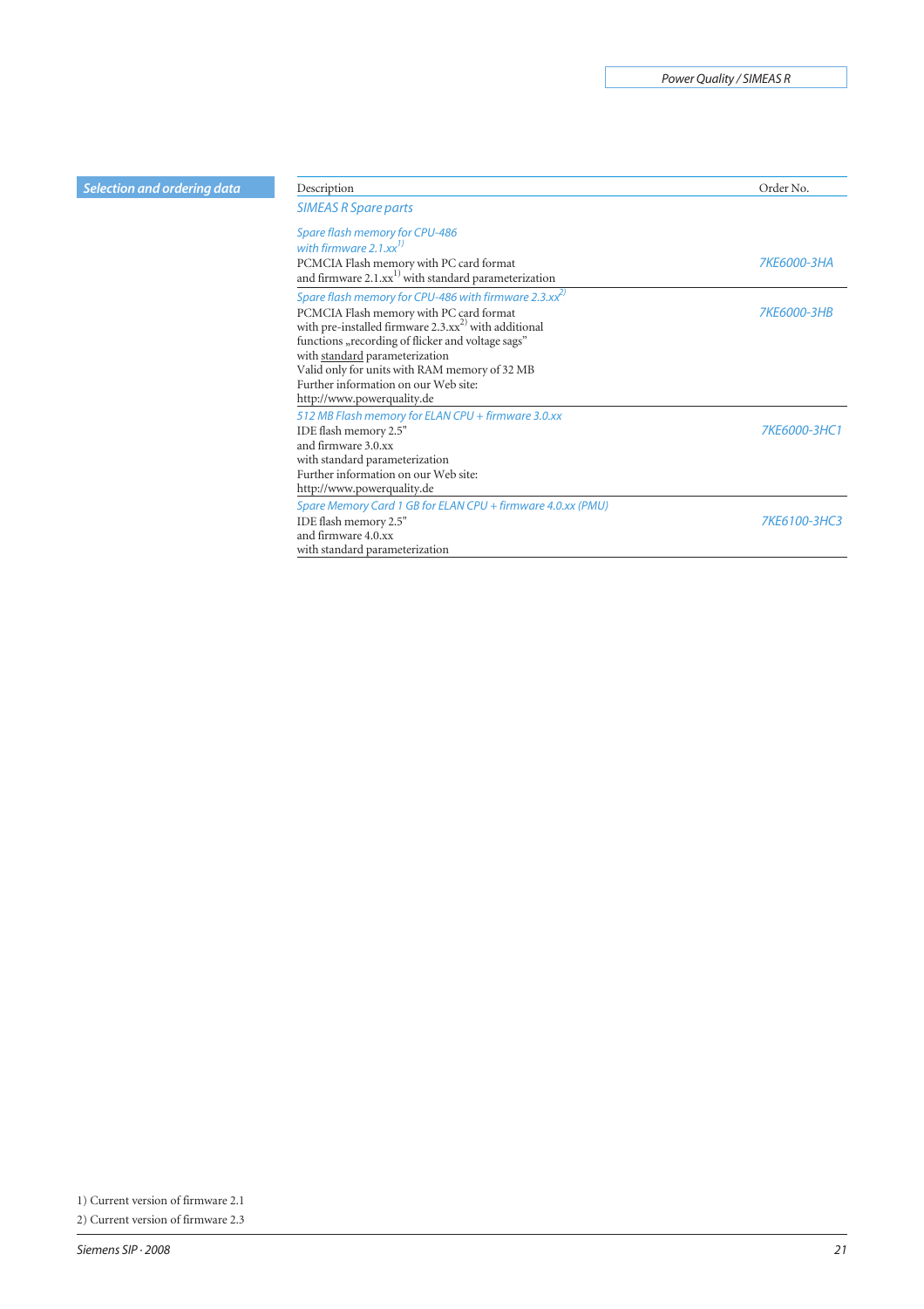## Selection and ordering data

| Description | Order No. |
|---|---|
| *SIMEAS R Spare parts* | |
| *Spare flash memory for CPU-486 with firmware 2.1.xx*[1]<br>PCMCIA Flash memory with PC card format and firmware 2.1.xx[1] with standard parameterization | *7KE6000-3HA* |
| *Spare flash memory for CPU-486 with firmware 2.3.xx*[2]<br>PCMCIA Flash memory with PC card format with pre-installed firmware 2.3.xx[2] with additional functions „recording of flicker and voltage sags" with standard parameterization<br>Valid only for units with RAM memory of 32 MB<br>Further information on our Web site:<br>http://www.powerquality.de | *7KE6000-3HB* |
| *512 MB Flash memory for ELAN CPU + firmware 3.0.xx*<br>IDE flash memory 2.5"<br>and firmware 3.0.xx<br>with standard parameterization<br>Further information on our Web site:<br>http://www.powerquality.de | *7KE6000-3HC1* |
| *Spare Memory Card 1 GB for ELAN CPU + firmware 4.0.xx (PMU)*<br>IDE flash memory 2.5"<br>and firmware 4.0.xx<br>with standard parameterization | *7KE6100-3HC3* |

1) Current version of firmware 2.1

2) Current version of firmware 2.3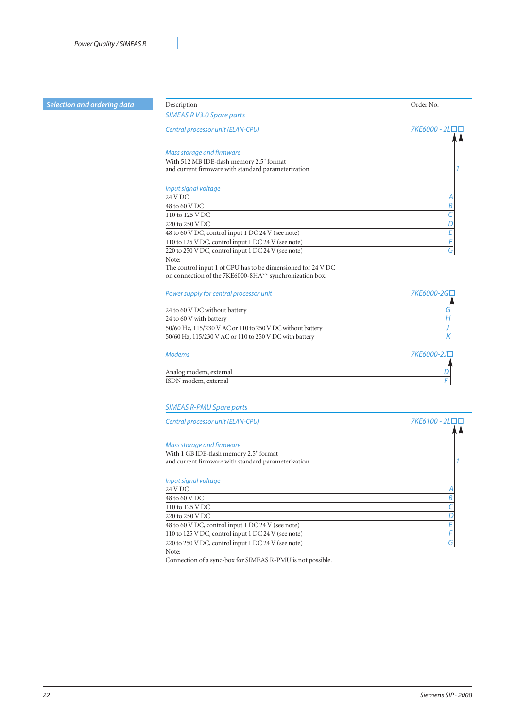## Selection and ordering data

| Description | Order No. |
|---|---|
| *SIMEAS R V3.0 Spare parts* | |
| *Central processor unit (ELAN-CPU)* | *7KE6000 - 2L□□* |
| *Mass storage and firmware* | |
| With 512 MB IDE-flash memory 2.5" format and current firmware with standard parameterization | *1* |
| *Input signal voltage* | |
| 24 V DC | *A* |
| 48 to 60 V DC | *B* |
| 110 to 125 V DC | *C* |
| 220 to 250 V DC | *D* |
| 48 to 60 V DC, control input 1 DC 24 V (see note) | *E* |
| 110 to 125 V DC, control input 1 DC 24 V (see note) | *F* |
| 220 to 250 V DC, control input 1 DC 24 V (see note) | *G* |

Note:
The control input 1 of CPU has to be dimensioned for 24 V DC on connection of the 7KE6000-8HA** synchronization box.

| Description | Order No. |
|---|---|
| *Power supply for central processor unit* | *7KE6000-2G□* |
| 24 to 60 V DC without battery | *G* |
| 24 to 60 V with battery | *H* |
| 50/60 Hz, 115/230 V AC or 110 to 250 V DC without battery | *J* |
| 50/60 Hz, 115/230 V AC or 110 to 250 V DC with battery | *K* |
| *Modems* | *7KE6000-2J□* |
| Analog modem, external | *D* |
| ISDN modem, external | *F* |

| Description | Order No. |
|---|---|
| *SIMEAS R-PMU Spare parts* | |
| *Central processor unit (ELAN-CPU)* | *7KE6100 - 2L□□* |
| *Mass storage and firmware* | |
| With 1 GB IDE-flash memory 2.5" format and current firmware with standard parameterization | *1* |
| *Input signal voltage* | |
| 24 V DC | *A* |
| 48 to 60 V DC | *B* |
| 110 to 125 V DC | *C* |
| 220 to 250 V DC | *D* |
| 48 to 60 V DC, control input 1 DC 24 V (see note) | *E* |
| 110 to 125 V DC, control input 1 DC 24 V (see note) | *F* |
| 220 to 250 V DC, control input 1 DC 24 V (see note) | *G* |

Note:
Connection of a sync-box for SIMEAS R-PMU is not possible.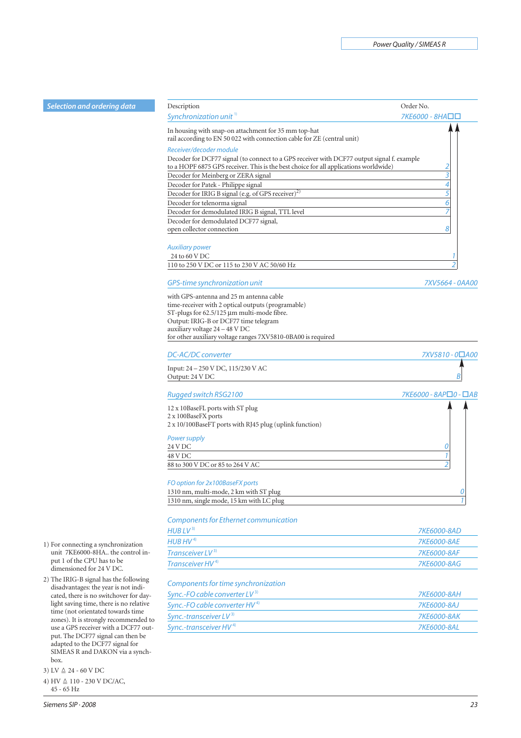## Selection and ordering data

| Description | Order No. |
|---|---|
| *Synchronization unit* [1] | *7KE6000 - 8HA☐☐* |
| In housing with snap-on attachment for 35 mm top-hat rail according to EN 50 022 with connection cable for ZE (central unit) | |
| *Receiver/decoder module* | |
| Decoder for DCF77 signal (to connect to a GPS receiver with DCF77 output signal f. example to a HOPF 6875 GPS receiver. This is the best choice for all applications worldwide) | *2* |
| Decoder for Meinberg or ZERA signal | *3* |
| Decoder for Patek - Philippe signal | *4* |
| Decoder for IRIG B signal (e.g. of GPS receiver)[2] | *5* |
| Decoder for telenorma signal | *6* |
| Decoder for demodulated IRIG B signal, TTL level | *7* |
| Decoder for demodulated DCF77 signal, open collector connection | *8* |
| *Auxiliary power* | |
| 24 to 60 V DC | *1* |
| 110 to 250 V DC or 115 to 230 V AC 50/60 Hz | *2* |
| *GPS-time synchronization unit* | *7XV5664 - 0AA00* |
| with GPS-antenna and 25 m antenna cable<br>time-receiver with 2 optical outputs (programable)<br>ST-plugs for 62.5/125 µm multi-mode fibre.<br>Output: IRIG-B or DCF77 time telegram<br>auxiliary voltage 24 – 48 V DC<br>for other auxiliary voltage ranges 7XV5810-0BA00 is required | |
| *DC-AC/DC converter* | *7XV5810 - 0☐A00* |
| Input: 24 – 250 V DC, 115/230 V AC<br>Output: 24 V DC | *B* |
| *Rugged switch RSG2100* | *7KE6000 - 8AP☐0 - ☐AB* |
| 12 x 10BaseFL ports with ST plug<br>2 x 100BaseFX ports<br>2 x 10/100BaseFT ports with RJ45 plug (uplink function) | |
| *Power supply* | |
| 24 V DC | *0* |
| 48 V DC | *1* |
| 88 to 300 V DC or 85 to 264 V AC | *2* |
| *FO option for 2x100BaseFX ports* | |
| 1310 nm, multi-mode, 2 km with ST plug | *0* |
| 1310 nm, single mode, 15 km with LC plug | *1* |

| *Components for Ethernet communication* | |
|---|---|
| *HUB LV* [3] | *7KE6000-8AD* |
| *HUB HV* [4] | *7KE6000-8AE* |
| *Transceiver LV* [3] | *7KE6000-8AF* |
| *Transceiver HV* [4] | *7KE6000-8AG* |

| *Components for time synchronization* | |
|---|---|
| *Sync.-FO cable converter LV* [3] | *7KE6000-8AH* |
| *Sync.-FO cable converter HV* [4] | *7KE6000-8AJ* |
| *Sync.-transceiver LV* [3] | *7KE6000-8AK* |
| *Sync.-transceiver HV* [4] | *7KE6000-8AL* |

1) For connecting a synchronization unit 7KE6000-8HA.. the control input 1 of the CPU has to be dimensioned for 24 V DC.

2) The IRIG-B signal has the following disadvantages: the year is not indicated, there is no switchover for daylight saving time, there is no relative time (not orientated towards time zones). It is strongly recommended to use a GPS receiver with a DCF77 output. The DCF77 signal can then be adapted to the DCF77 signal for SIMEAS R and DAKON via a synchbox.

3) LV ≙ 24 - 60 V DC

4) HV ≙ 110 - 230 V DC/AC, 45 - 65 Hz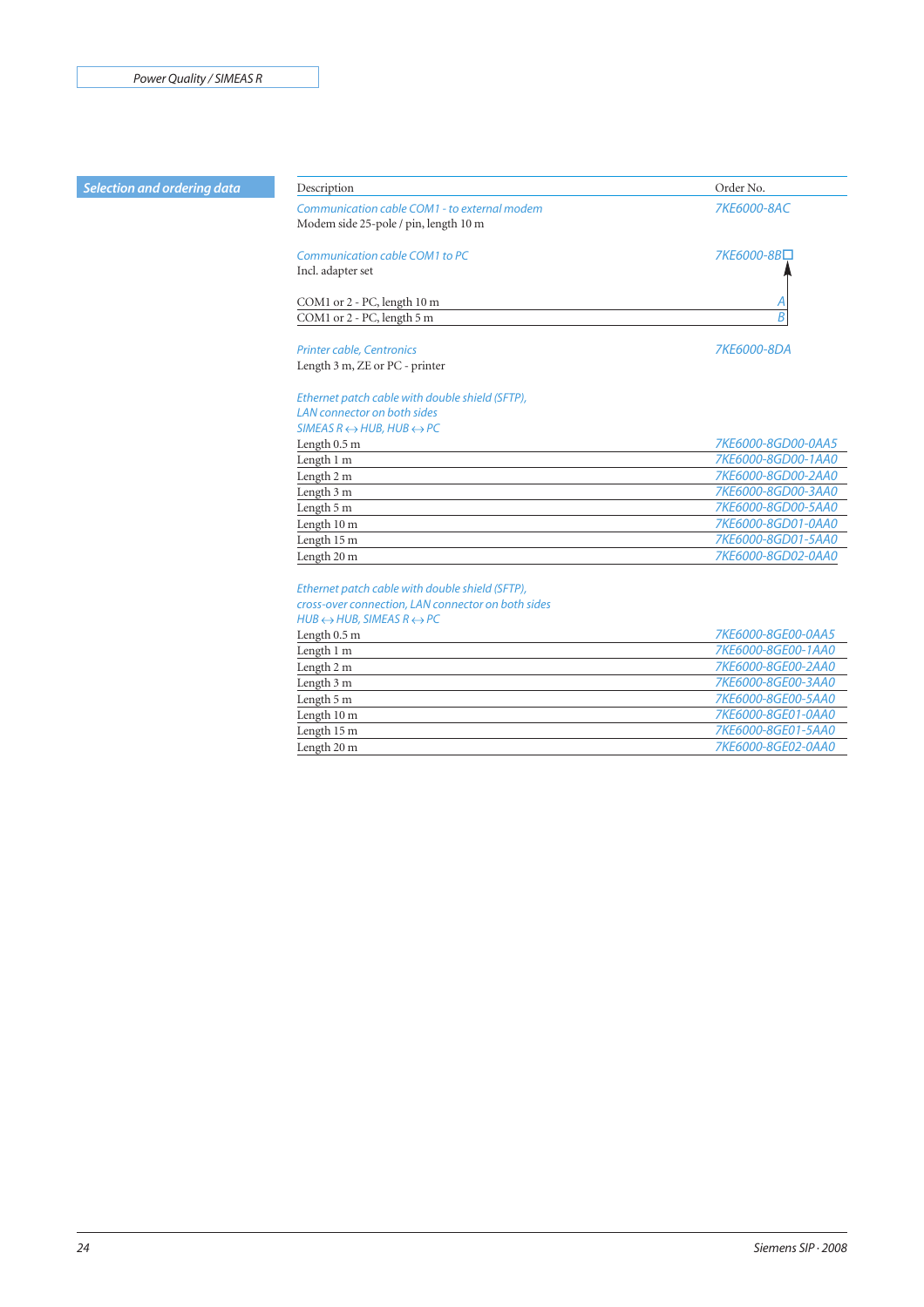## Selection and ordering data

| Description | Order No. |
|---|---|
| *Communication cable COM1 - to external modem* | *7KE6000-8AC* |
| Modem side 25-pole / pin, length 10 m | |
| *Communication cable COM1 to PC* | *7KE6000-8B□* |
| Incl. adapter set | |
| COM1 or 2 - PC, length 10 m | *A* |
| COM1 or 2 - PC, length 5 m | *B* |
| *Printer cable, Centronics* | *7KE6000-8DA* |
| Length 3 m, ZE or PC - printer | |
| *Ethernet patch cable with double shield (SFTP), LAN connector on both sides SIMEAS R ↔ HUB, HUB ↔ PC* | |
| Length 0.5 m | *7KE6000-8GD00-0AA5* |
| Length 1 m | *7KE6000-8GD00-1AA0* |
| Length 2 m | *7KE6000-8GD00-2AA0* |
| Length 3 m | *7KE6000-8GD00-3AA0* |
| Length 5 m | *7KE6000-8GD00-5AA0* |
| Length 10 m | *7KE6000-8GD01-0AA0* |
| Length 15 m | *7KE6000-8GD01-5AA0* |
| Length 20 m | *7KE6000-8GD02-0AA0* |
| *Ethernet patch cable with double shield (SFTP), cross-over connection, LAN connector on both sides HUB ↔ HUB, SIMEAS R ↔ PC* | |
| Length 0.5 m | *7KE6000-8GE00-0AA5* |
| Length 1 m | *7KE6000-8GE00-1AA0* |
| Length 2 m | *7KE6000-8GE00-2AA0* |
| Length 3 m | *7KE6000-8GE00-3AA0* |
| Length 5 m | *7KE6000-8GE00-5AA0* |
| Length 10 m | *7KE6000-8GE01-0AA0* |
| Length 15 m | *7KE6000-8GE01-5AA0* |
| Length 20 m | *7KE6000-8GE02-0AA0* |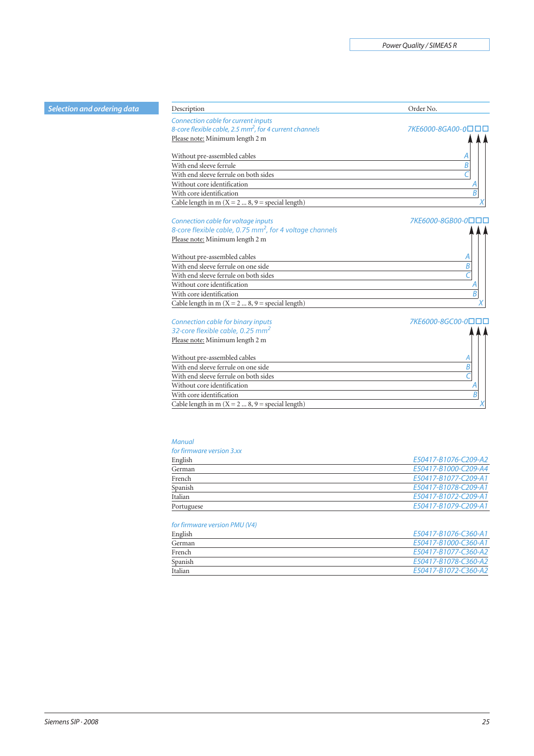## Selection and ordering data

| Description | Order No. |
|---|---|
| *Connection cable for current inputs* *8-core flexible cable, 2.5 mm², for 4 current channels* | *7KE6000-8GA00-0☐☐☐* |
| Please note: Minimum length 2 m | |
| Without pre-assembled cables | A |
| With end sleeve ferrule | B |
| With end sleeve ferrule on both sides | C |
| Without core identification | A |
| With core identification | B |
| Cable length in m (X = 2 ... 8, 9 = special length) | X |
| *Connection cable for voltage inputs* *8-core flexible cable, 0.75 mm², for 4 voltage channels* | *7KE6000-8GB00-0☐☐☐* |
| Please note: Minimum length 2 m | |
| Without pre-assembled cables | A |
| With end sleeve ferrule on one side | B |
| With end sleeve ferrule on both sides | C |
| Without core identification | A |
| With core identification | B |
| Cable length in m (X = 2 ... 8, 9 = special length) | X |
| *Connection cable for binary inputs* *32-core flexible cable, 0.25 mm²* | *7KE6000-8GC00-0☐☐☐* |
| Please note: Minimum length 2 m | |
| Without pre-assembled cables | A |
| With end sleeve ferrule on one side | B |
| With end sleeve ferrule on both sides | C |
| Without core identification | A |
| With core identification | B |
| Cable length in m (X = 2 ... 8, 9 = special length) | X |

| *Manual* *for firmware version 3.xx* | |
|---|---|
| English | *E50417-B1076-C209-A2* |
| German | *E50417-B1000-C209-A4* |
| French | *E50417-B1077-C209-A1* |
| Spanish | *E50417-B1078-C209-A1* |
| Italian | *E50417-B1072-C209-A1* |
| Portuguese | *E50417-B1079-C209-A1* |
| *for firmware version PMU (V4)* | |
| English | *E50417-B1076-C360-A1* |
| German | *E50417-B1000-C360-A1* |
| French | *E50417-B1077-C360-A2* |
| Spanish | *E50417-B1078-C360-A2* |
| Italian | *E50417-B1072-C360-A2* |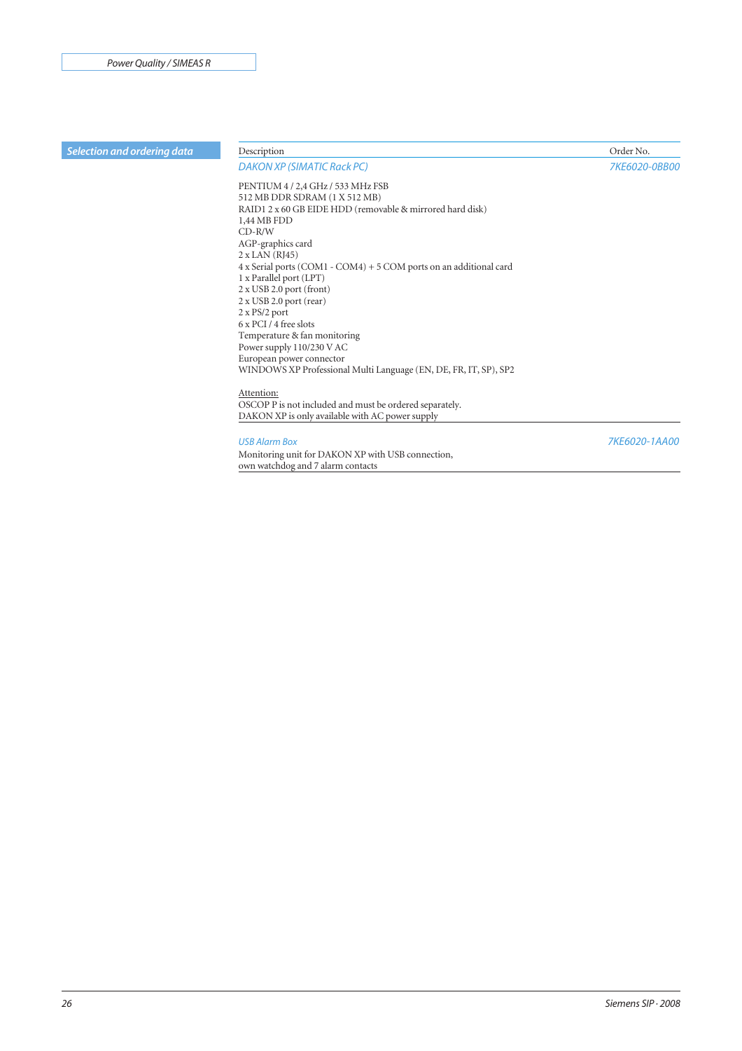## Selection and ordering data

| Description | Order No. |
|---|---|
| *DAKON XP (SIMATIC Rack PC)*<br><br>PENTIUM 4 / 2,4 GHz / 533 MHz FSB<br>512 MB DDR SDRAM (1 X 512 MB)<br>RAID1 2 x 60 GB EIDE HDD (removable & mirrored hard disk)<br>1,44 MB FDD<br>CD-R/W<br>AGP-graphics card<br>2 x LAN (RJ45)<br>4 x Serial ports (COM1 - COM4) + 5 COM ports on an additional card<br>1 x Parallel port (LPT)<br>2 x USB 2.0 port (front)<br>2 x USB 2.0 port (rear)<br>2 x PS/2 port<br>6 x PCI / 4 free slots<br>Temperature & fan monitoring<br>Power supply 110/230 V AC<br>European power connector<br>WINDOWS XP Professional Multi Language (EN, DE, FR, IT, SP), SP2<br><br>Attention:<br>OSCOP P is not included and must be ordered separately.<br>DAKON XP is only available with AC power supply | *7KE6020-0BB00* |
| *USB Alarm Box*<br>Monitoring unit for DAKON XP with USB connection, own watchdog and 7 alarm contacts | *7KE6020-1AA00* |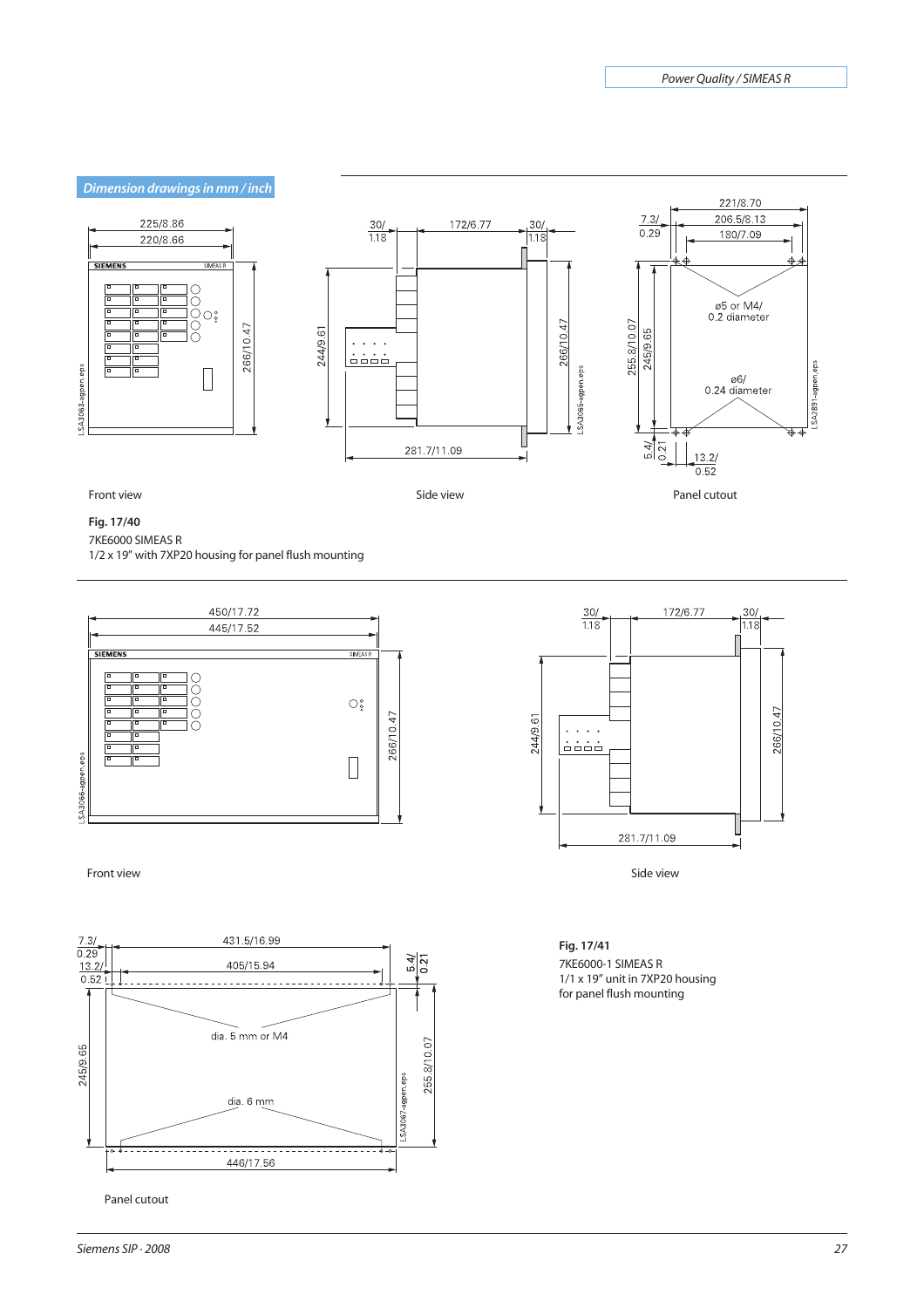## Dimension drawings in mm / inch

Front view

Side view

Panel cutout

**Fig. 17/40**
7KE6000 SIMEAS R
1/2 x 19" with 7XP20 housing for panel flush mounting

Front view

Side view

Panel cutout

**Fig. 17/41**
7KE6000-1 SIMEAS R
1/1 x 19" unit in 7XP20 housing
for panel flush mounting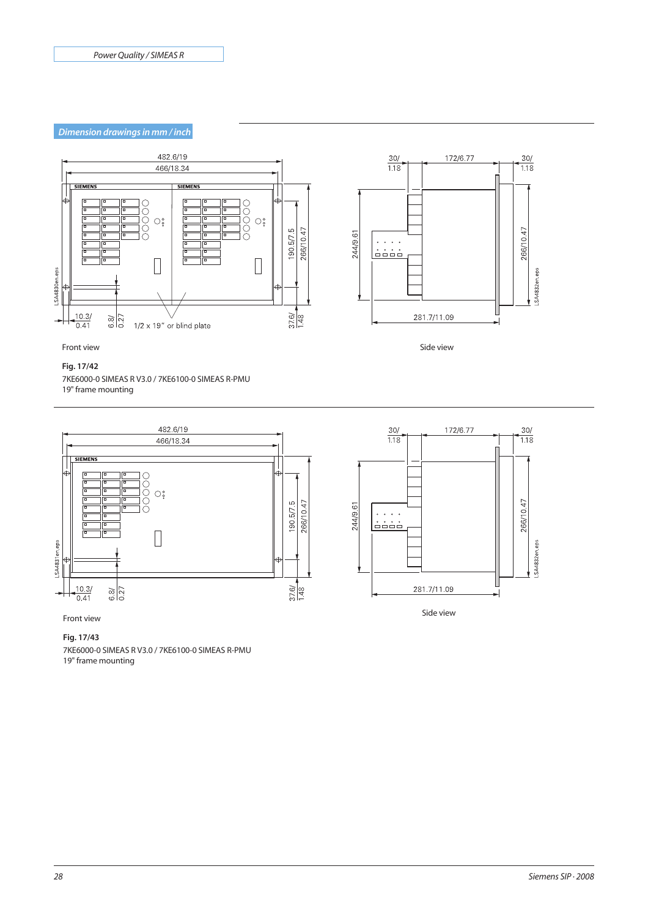## Dimension drawings in mm / inch

Front view

Side view

**Fig. 17/42**

7KE6000-0 SIMEAS R V3.0 / 7KE6100-0 SIMEAS R-PMU
19" frame mounting

Front view

Side view

**Fig. 17/43**

7KE6000-0 SIMEAS R V3.0 / 7KE6100-0 SIMEAS R-PMU
19" frame mounting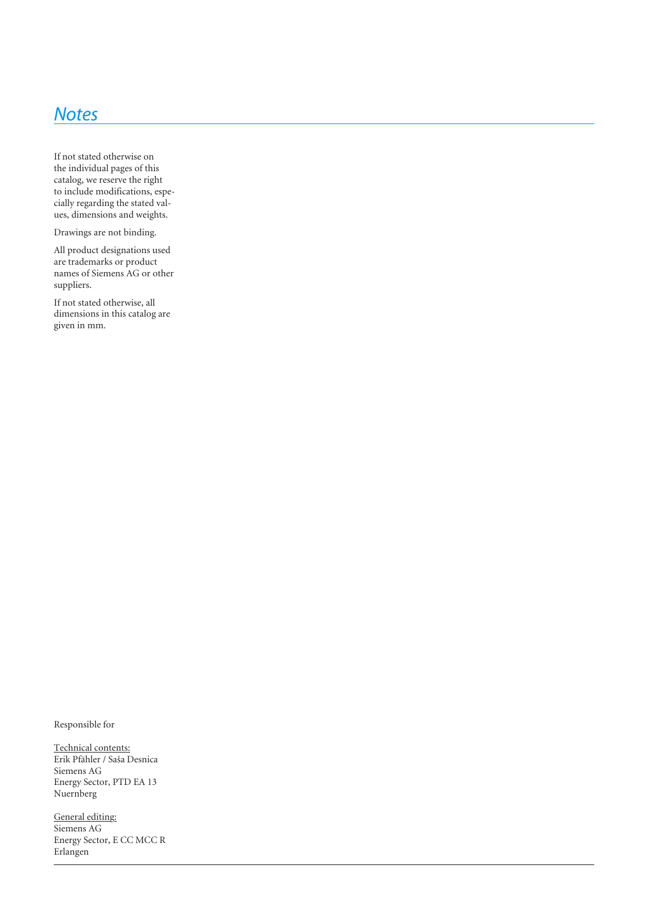# *Notes*

If not stated otherwise on the individual pages of this catalog, we reserve the right to include modifications, especially regarding the stated values, dimensions and weights.

Drawings are not binding.

All product designations used are trademarks or product names of Siemens AG or other suppliers.

If not stated otherwise, all dimensions in this catalog are given in mm.

Responsible for

Technical contents:
Erik Pfähler / Saša Desnica
Siemens AG
Energy Sector, PTD EA 13
Nuernberg

General editing:
Siemens AG
Energy Sector, E CC MCC R
Erlangen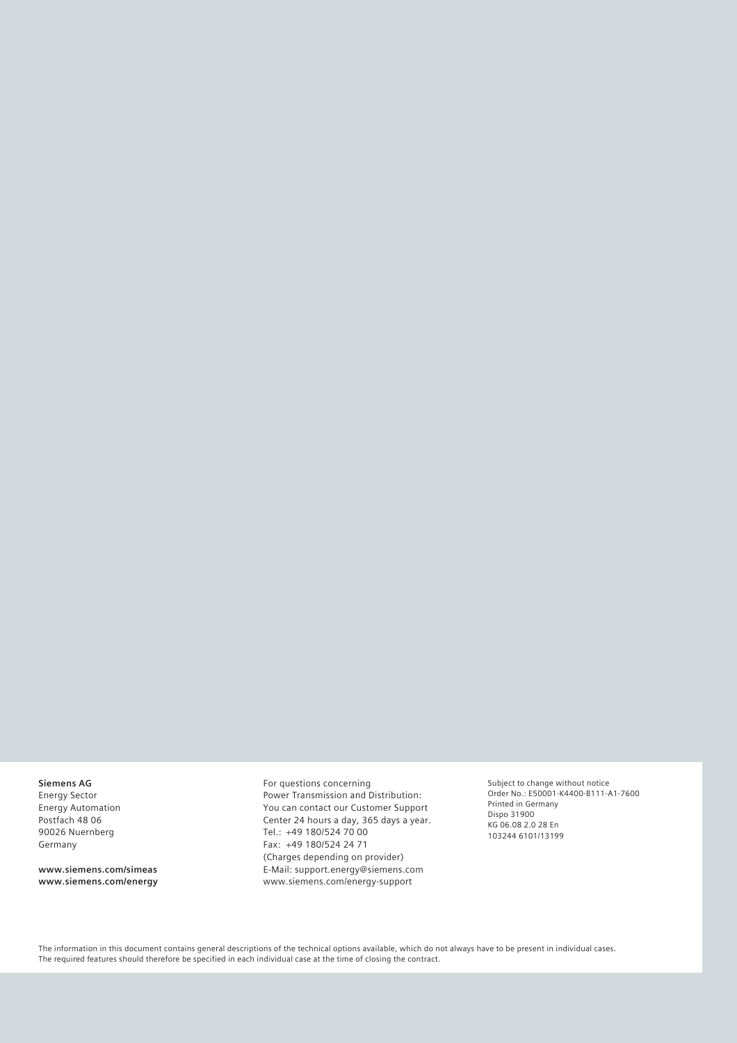**Siemens AG**
Energy Sector
Energy Automation
Postfach 48 06
90026 Nuernberg
Germany

**www.siemens.com/simeas**
**www.siemens.com/energy**

For questions concerning
Power Transmission and Distribution:
You can contact our Customer Support
Center 24 hours a day, 365 days a year.
Tel.: +49 180/524 70 00
Fax: +49 180/524 24 71
(Charges depending on provider)
E-Mail: support.energy@siemens.com
www.siemens.com/energy-support

Subject to change without notice
Order No.: E50001-K4400-B111-A1-7600
Printed in Germany
Dispo 31900
KG 06.08 2.0 28 En
103244 6101/13199

The information in this document contains general descriptions of the technical options available, which do not always have to be present in individual cases.
The required features should therefore be specified in each individual case at the time of closing the contract.